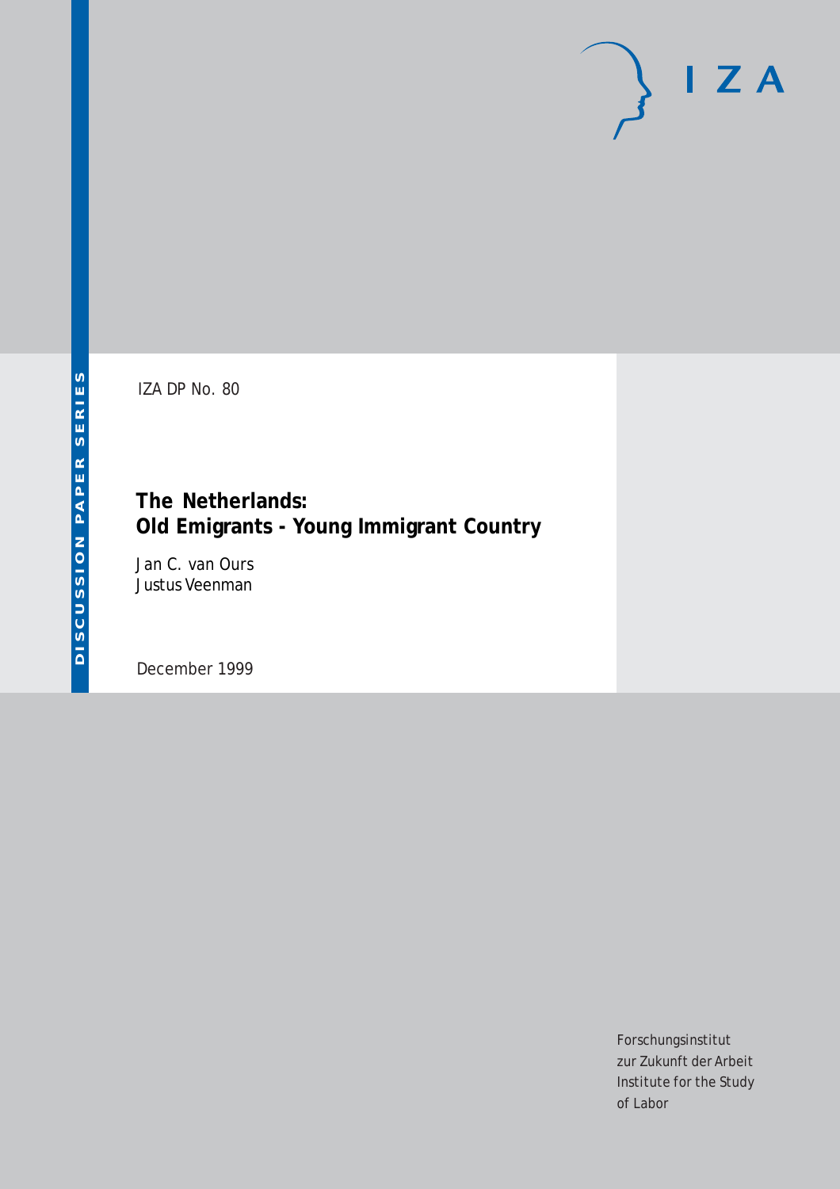IZA DP No. 80

# The Netherlands: Old Emigrants - Young Immigrant Country

Jan C. van Ours
Justus Veenman

December 1999

DISCUSSION PAPER SERIES

IZA

Forschungsinstitut
zur Zukunft der Arbeit
Institute for the Study
of Labor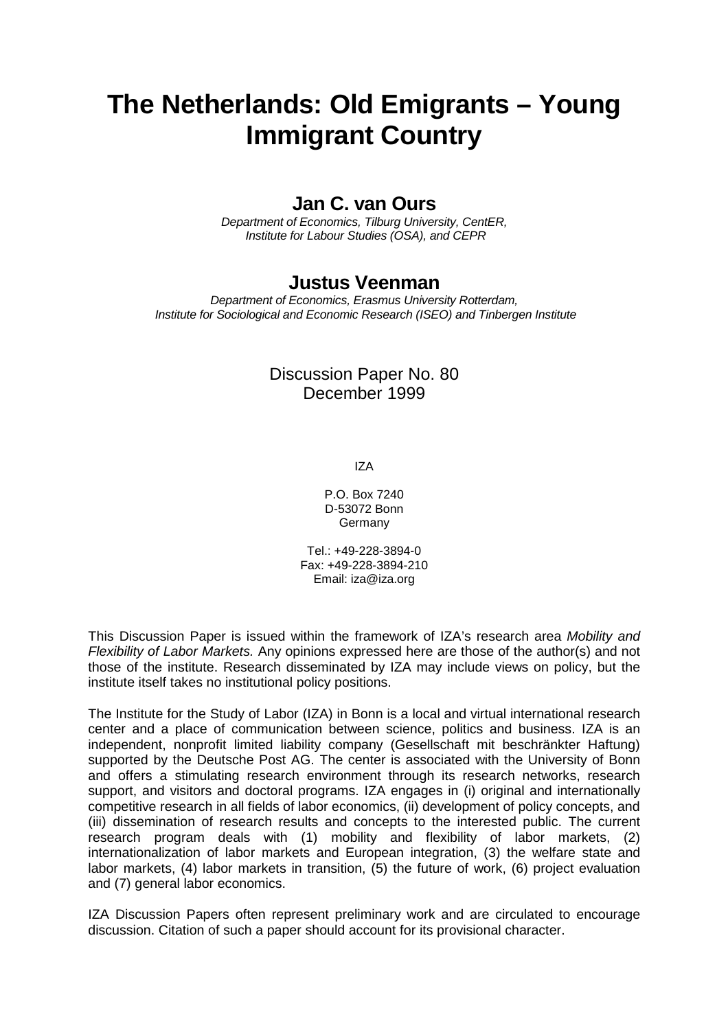# The Netherlands: Old Emigrants – Young Immigrant Country

## Jan C. van Ours

*Department of Economics, Tilburg University, CentER, Institute for Labour Studies (OSA), and CEPR*

## Justus Veenman

*Department of Economics, Erasmus University Rotterdam, Institute for Sociological and Economic Research (ISEO) and Tinbergen Institute*

Discussion Paper No. 80
December 1999

IZA

P.O. Box 7240
D-53072 Bonn
Germany

Tel.: +49-228-3894-0
Fax: +49-228-3894-210
Email: iza@iza.org

This Discussion Paper is issued within the framework of IZA's research area *Mobility and Flexibility of Labor Markets.* Any opinions expressed here are those of the author(s) and not those of the institute. Research disseminated by IZA may include views on policy, but the institute itself takes no institutional policy positions.

The Institute for the Study of Labor (IZA) in Bonn is a local and virtual international research center and a place of communication between science, politics and business. IZA is an independent, nonprofit limited liability company (Gesellschaft mit beschränkter Haftung) supported by the Deutsche Post AG. The center is associated with the University of Bonn and offers a stimulating research environment through its research networks, research support, and visitors and doctoral programs. IZA engages in (i) original and internationally competitive research in all fields of labor economics, (ii) development of policy concepts, and (iii) dissemination of research results and concepts to the interested public. The current research program deals with (1) mobility and flexibility of labor markets, (2) internationalization of labor markets and European integration, (3) the welfare state and labor markets, (4) labor markets in transition, (5) the future of work, (6) project evaluation and (7) general labor economics.

IZA Discussion Papers often represent preliminary work and are circulated to encourage discussion. Citation of such a paper should account for its provisional character.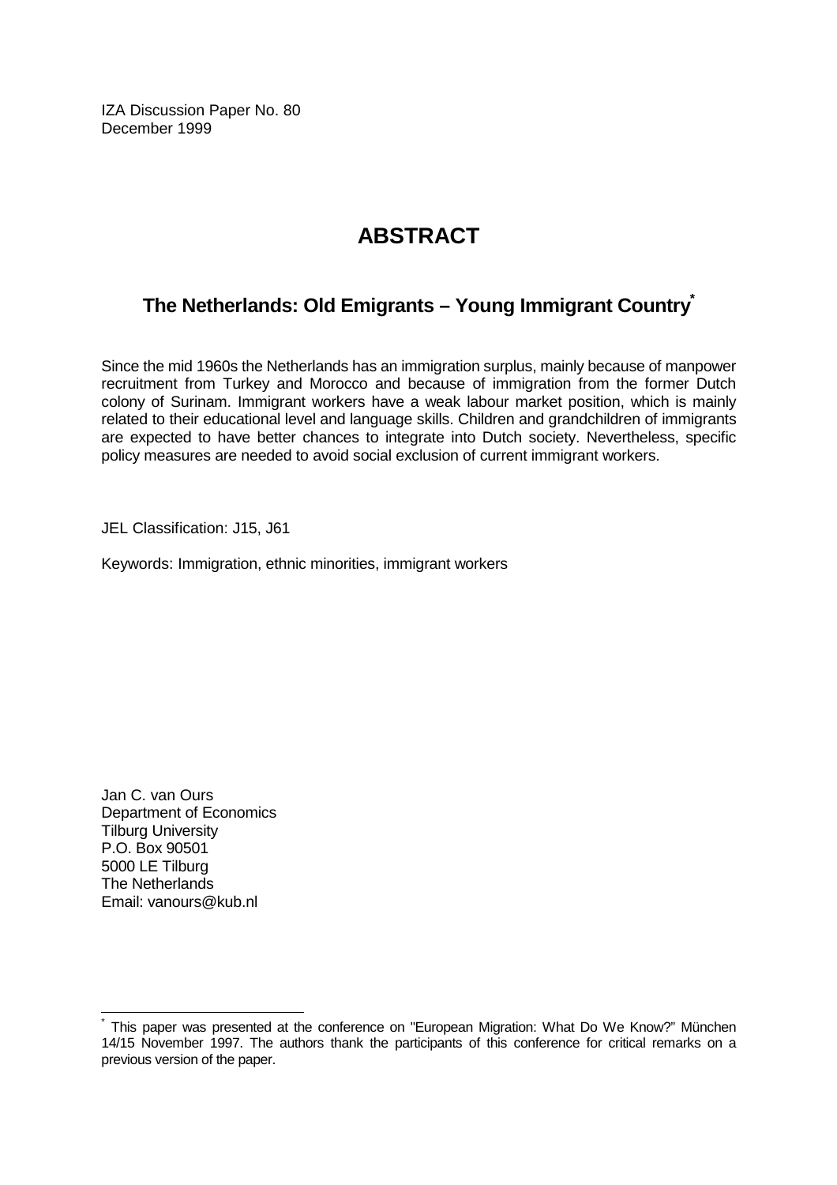IZA Discussion Paper No. 80
December 1999

# ABSTRACT

## The Netherlands: Old Emigrants – Young Immigrant Country*

Since the mid 1960s the Netherlands has an immigration surplus, mainly because of manpower recruitment from Turkey and Morocco and because of immigration from the former Dutch colony of Surinam. Immigrant workers have a weak labour market position, which is mainly related to their educational level and language skills. Children and grandchildren of immigrants are expected to have better chances to integrate into Dutch society. Nevertheless, specific policy measures are needed to avoid social exclusion of current immigrant workers.

JEL Classification: J15, J61

Keywords: Immigration, ethnic minorities, immigrant workers

Jan C. van Ours
Department of Economics
Tilburg University
P.O. Box 90501
5000 LE Tilburg
The Netherlands
Email: vanours@kub.nl

---

* This paper was presented at the conference on "European Migration: What Do We Know?" München 14/15 November 1997. The authors thank the participants of this conference for critical remarks on a previous version of the paper.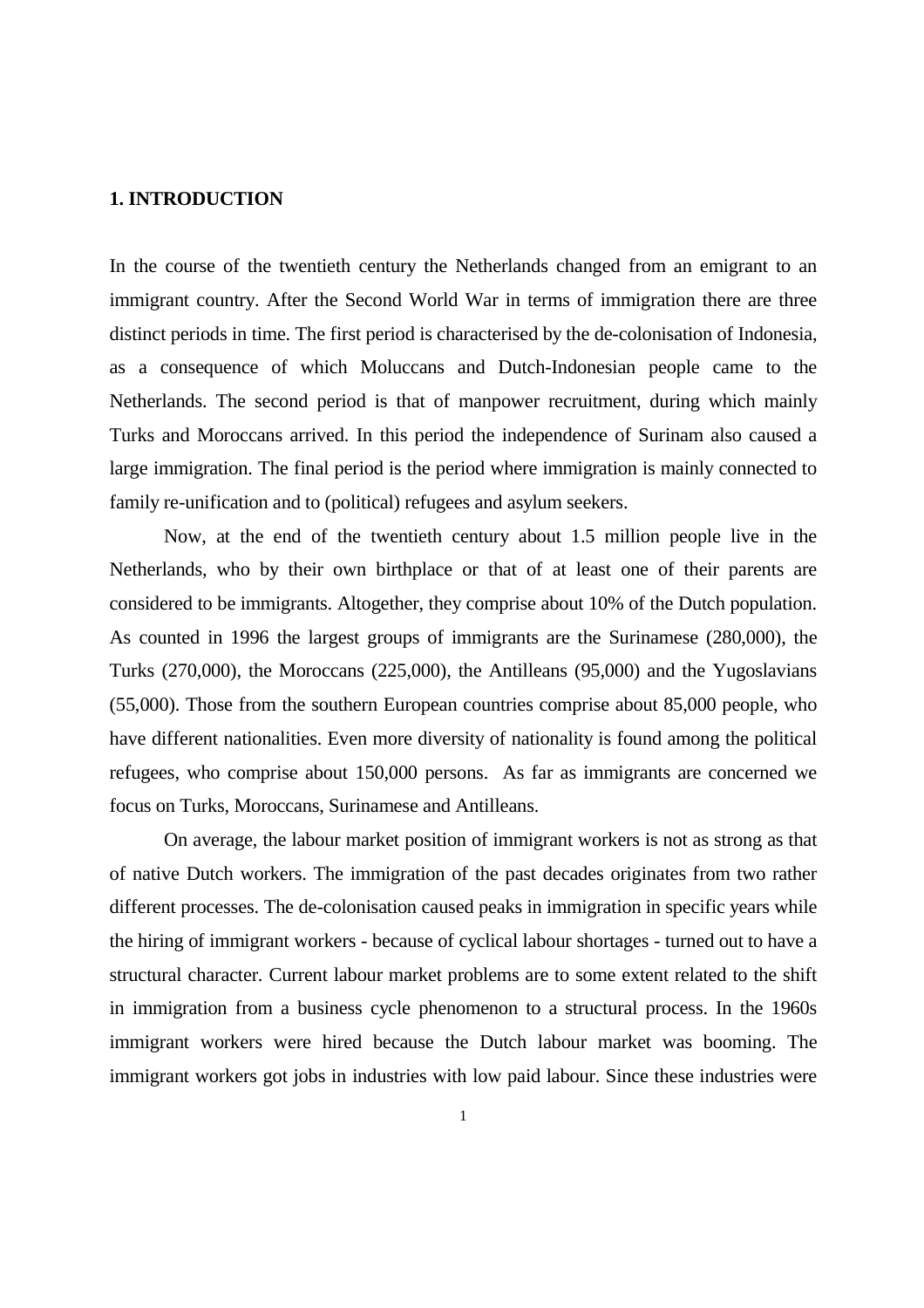## 1. INTRODUCTION

In the course of the twentieth century the Netherlands changed from an emigrant to an immigrant country. After the Second World War in terms of immigration there are three distinct periods in time. The first period is characterised by the de-colonisation of Indonesia, as a consequence of which Moluccans and Dutch-Indonesian people came to the Netherlands. The second period is that of manpower recruitment, during which mainly Turks and Moroccans arrived. In this period the independence of Surinam also caused a large immigration. The final period is the period where immigration is mainly connected to family re-unification and to (political) refugees and asylum seekers.

Now, at the end of the twentieth century about 1.5 million people live in the Netherlands, who by their own birthplace or that of at least one of their parents are considered to be immigrants. Altogether, they comprise about 10% of the Dutch population. As counted in 1996 the largest groups of immigrants are the Surinamese (280,000), the Turks (270,000), the Moroccans (225,000), the Antilleans (95,000) and the Yugoslavians (55,000). Those from the southern European countries comprise about 85,000 people, who have different nationalities. Even more diversity of nationality is found among the political refugees, who comprise about 150,000 persons. As far as immigrants are concerned we focus on Turks, Moroccans, Surinamese and Antilleans.

On average, the labour market position of immigrant workers is not as strong as that of native Dutch workers. The immigration of the past decades originates from two rather different processes. The de-colonisation caused peaks in immigration in specific years while the hiring of immigrant workers - because of cyclical labour shortages - turned out to have a structural character. Current labour market problems are to some extent related to the shift in immigration from a business cycle phenomenon to a structural process. In the 1960s immigrant workers were hired because the Dutch labour market was booming. The immigrant workers got jobs in industries with low paid labour. Since these industries were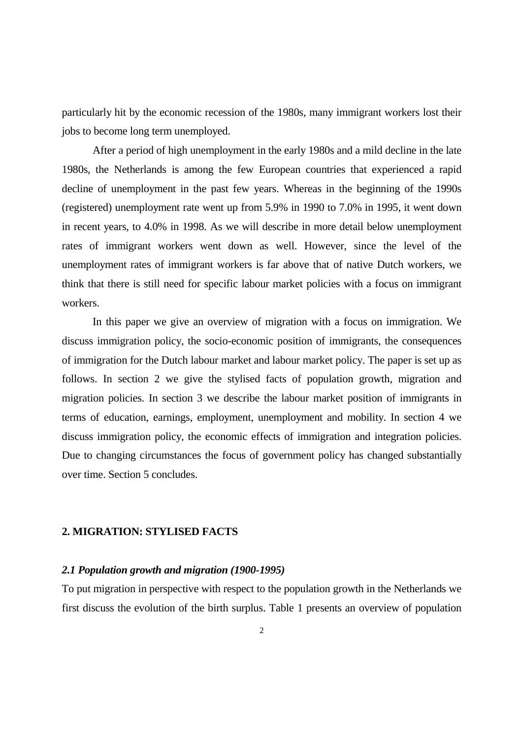particularly hit by the economic recession of the 1980s, many immigrant workers lost their jobs to become long term unemployed.

After a period of high unemployment in the early 1980s and a mild decline in the late 1980s, the Netherlands is among the few European countries that experienced a rapid decline of unemployment in the past few years. Whereas in the beginning of the 1990s (registered) unemployment rate went up from 5.9% in 1990 to 7.0% in 1995, it went down in recent years, to 4.0% in 1998. As we will describe in more detail below unemployment rates of immigrant workers went down as well. However, since the level of the unemployment rates of immigrant workers is far above that of native Dutch workers, we think that there is still need for specific labour market policies with a focus on immigrant workers.

In this paper we give an overview of migration with a focus on immigration. We discuss immigration policy, the socio-economic position of immigrants, the consequences of immigration for the Dutch labour market and labour market policy. The paper is set up as follows. In section 2 we give the stylised facts of population growth, migration and migration policies. In section 3 we describe the labour market position of immigrants in terms of education, earnings, employment, unemployment and mobility. In section 4 we discuss immigration policy, the economic effects of immigration and integration policies. Due to changing circumstances the focus of government policy has changed substantially over time. Section 5 concludes.

## 2. MIGRATION: STYLISED FACTS

### *2.1 Population growth and migration (1900-1995)*

To put migration in perspective with respect to the population growth in the Netherlands we first discuss the evolution of the birth surplus. Table 1 presents an overview of population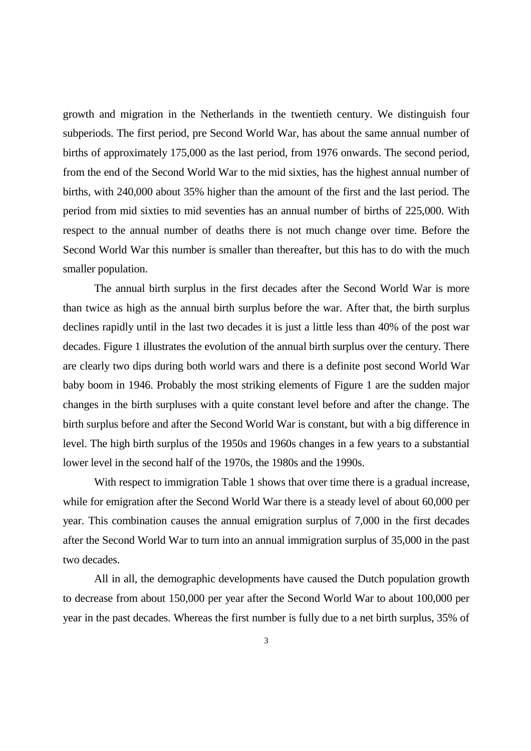growth and migration in the Netherlands in the twentieth century. We distinguish four subperiods. The first period, pre Second World War, has about the same annual number of births of approximately 175,000 as the last period, from 1976 onwards. The second period, from the end of the Second World War to the mid sixties, has the highest annual number of births, with 240,000 about 35% higher than the amount of the first and the last period. The period from mid sixties to mid seventies has an annual number of births of 225,000. With respect to the annual number of deaths there is not much change over time. Before the Second World War this number is smaller than thereafter, but this has to do with the much smaller population.

The annual birth surplus in the first decades after the Second World War is more than twice as high as the annual birth surplus before the war. After that, the birth surplus declines rapidly until in the last two decades it is just a little less than 40% of the post war decades. Figure 1 illustrates the evolution of the annual birth surplus over the century. There are clearly two dips during both world wars and there is a definite post second World War baby boom in 1946. Probably the most striking elements of Figure 1 are the sudden major changes in the birth surpluses with a quite constant level before and after the change. The birth surplus before and after the Second World War is constant, but with a big difference in level. The high birth surplus of the 1950s and 1960s changes in a few years to a substantial lower level in the second half of the 1970s, the 1980s and the 1990s.

With respect to immigration Table 1 shows that over time there is a gradual increase, while for emigration after the Second World War there is a steady level of about 60,000 per year. This combination causes the annual emigration surplus of 7,000 in the first decades after the Second World War to turn into an annual immigration surplus of 35,000 in the past two decades.

All in all, the demographic developments have caused the Dutch population growth to decrease from about 150,000 per year after the Second World War to about 100,000 per year in the past decades. Whereas the first number is fully due to a net birth surplus, 35% of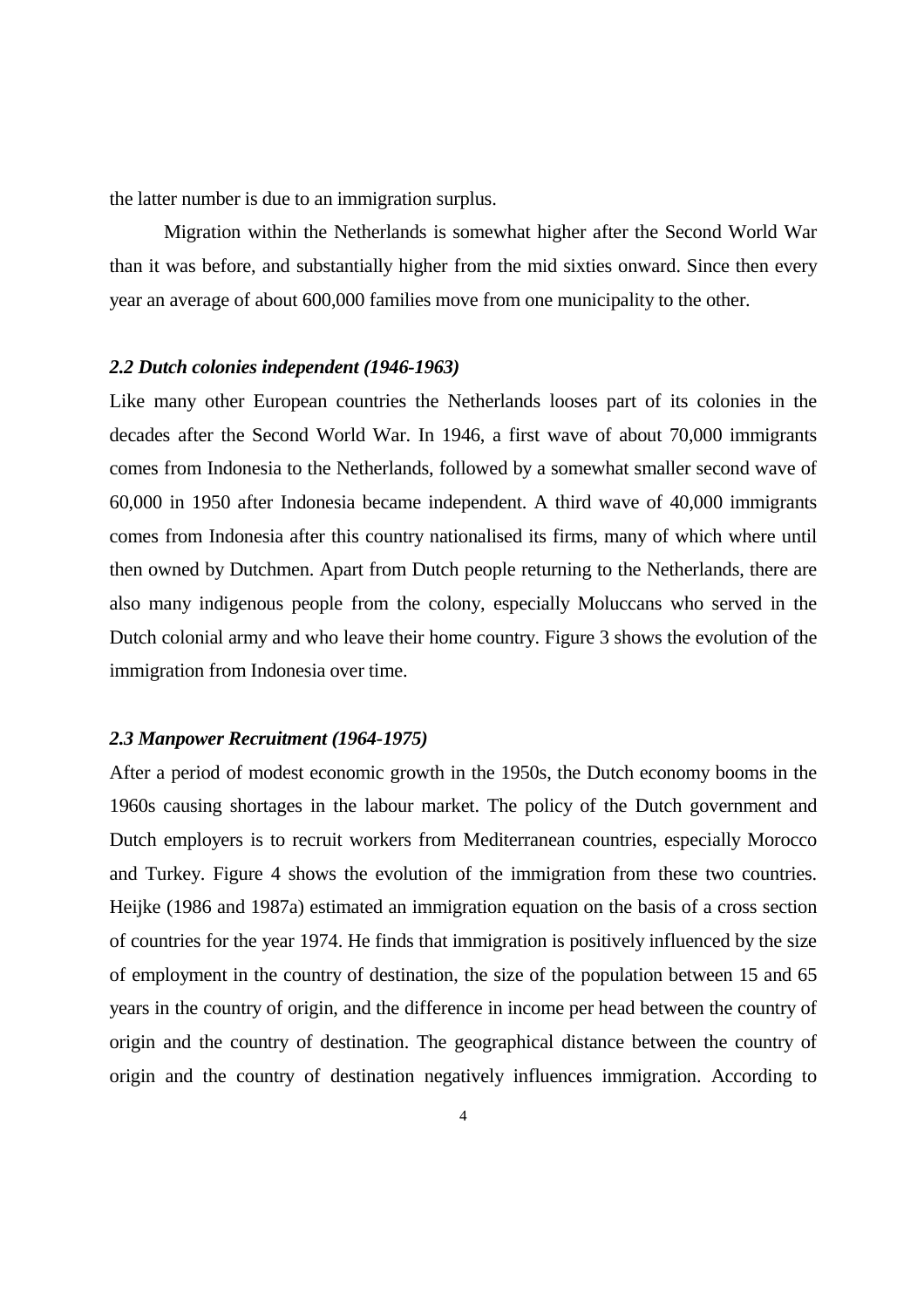the latter number is due to an immigration surplus.

Migration within the Netherlands is somewhat higher after the Second World War than it was before, and substantially higher from the mid sixties onward. Since then every year an average of about 600,000 families move from one municipality to the other.

### *2.2 Dutch colonies independent (1946-1963)*

Like many other European countries the Netherlands looses part of its colonies in the decades after the Second World War. In 1946, a first wave of about 70,000 immigrants comes from Indonesia to the Netherlands, followed by a somewhat smaller second wave of 60,000 in 1950 after Indonesia became independent. A third wave of 40,000 immigrants comes from Indonesia after this country nationalised its firms, many of which where until then owned by Dutchmen. Apart from Dutch people returning to the Netherlands, there are also many indigenous people from the colony, especially Moluccans who served in the Dutch colonial army and who leave their home country. Figure 3 shows the evolution of the immigration from Indonesia over time.

### *2.3 Manpower Recruitment (1964-1975)*

After a period of modest economic growth in the 1950s, the Dutch economy booms in the 1960s causing shortages in the labour market. The policy of the Dutch government and Dutch employers is to recruit workers from Mediterranean countries, especially Morocco and Turkey. Figure 4 shows the evolution of the immigration from these two countries. Heijke (1986 and 1987a) estimated an immigration equation on the basis of a cross section of countries for the year 1974. He finds that immigration is positively influenced by the size of employment in the country of destination, the size of the population between 15 and 65 years in the country of origin, and the difference in income per head between the country of origin and the country of destination. The geographical distance between the country of origin and the country of destination negatively influences immigration. According to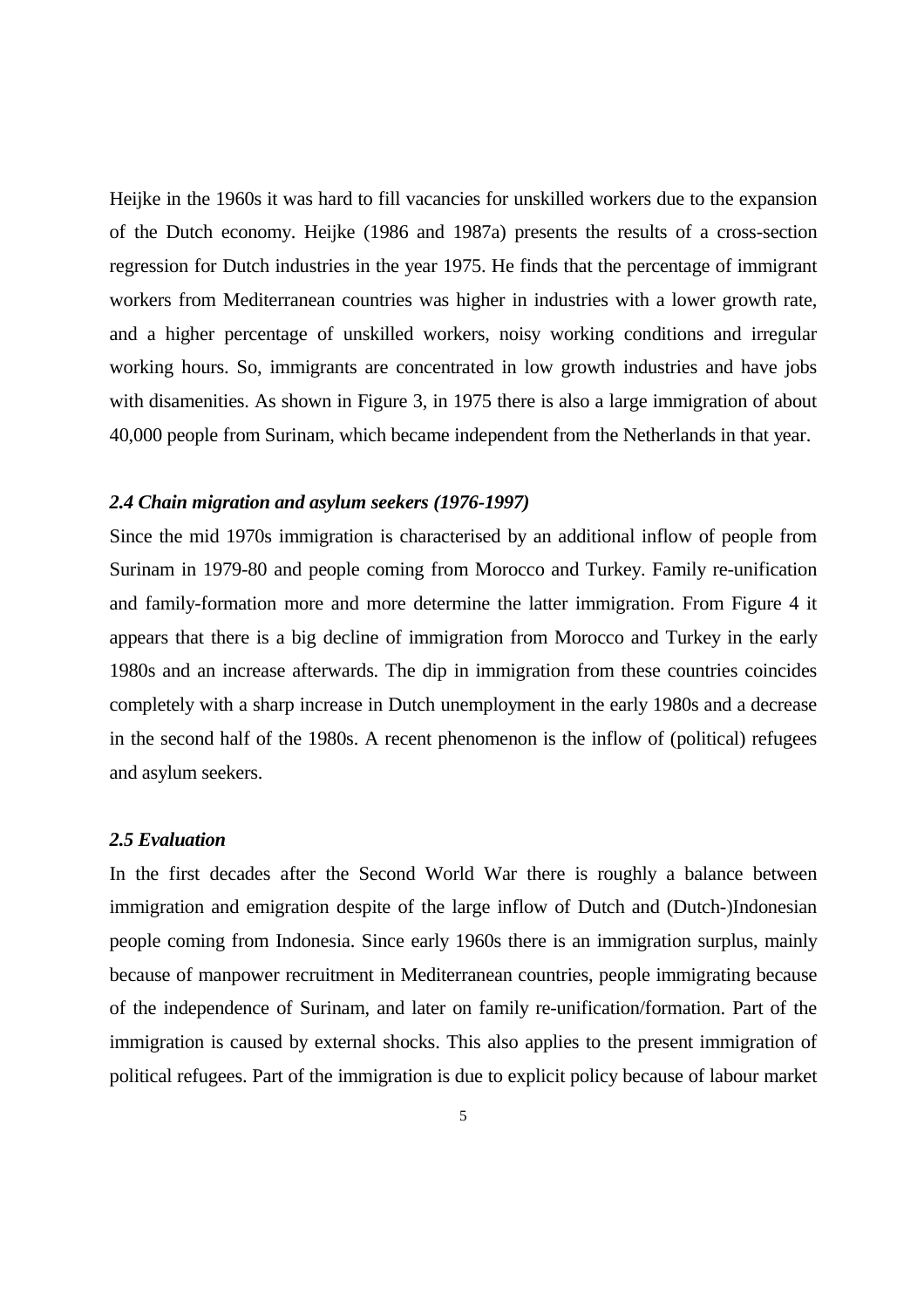Heijke in the 1960s it was hard to fill vacancies for unskilled workers due to the expansion of the Dutch economy. Heijke (1986 and 1987a) presents the results of a cross-section regression for Dutch industries in the year 1975. He finds that the percentage of immigrant workers from Mediterranean countries was higher in industries with a lower growth rate, and a higher percentage of unskilled workers, noisy working conditions and irregular working hours. So, immigrants are concentrated in low growth industries and have jobs with disamenities. As shown in Figure 3, in 1975 there is also a large immigration of about 40,000 people from Surinam, which became independent from the Netherlands in that year.

### *2.4 Chain migration and asylum seekers (1976-1997)*

Since the mid 1970s immigration is characterised by an additional inflow of people from Surinam in 1979-80 and people coming from Morocco and Turkey. Family re-unification and family-formation more and more determine the latter immigration. From Figure 4 it appears that there is a big decline of immigration from Morocco and Turkey in the early 1980s and an increase afterwards. The dip in immigration from these countries coincides completely with a sharp increase in Dutch unemployment in the early 1980s and a decrease in the second half of the 1980s. A recent phenomenon is the inflow of (political) refugees and asylum seekers.

### *2.5 Evaluation*

In the first decades after the Second World War there is roughly a balance between immigration and emigration despite of the large inflow of Dutch and (Dutch-)Indonesian people coming from Indonesia. Since early 1960s there is an immigration surplus, mainly because of manpower recruitment in Mediterranean countries, people immigrating because of the independence of Surinam, and later on family re-unification/formation. Part of the immigration is caused by external shocks. This also applies to the present immigration of political refugees. Part of the immigration is due to explicit policy because of labour market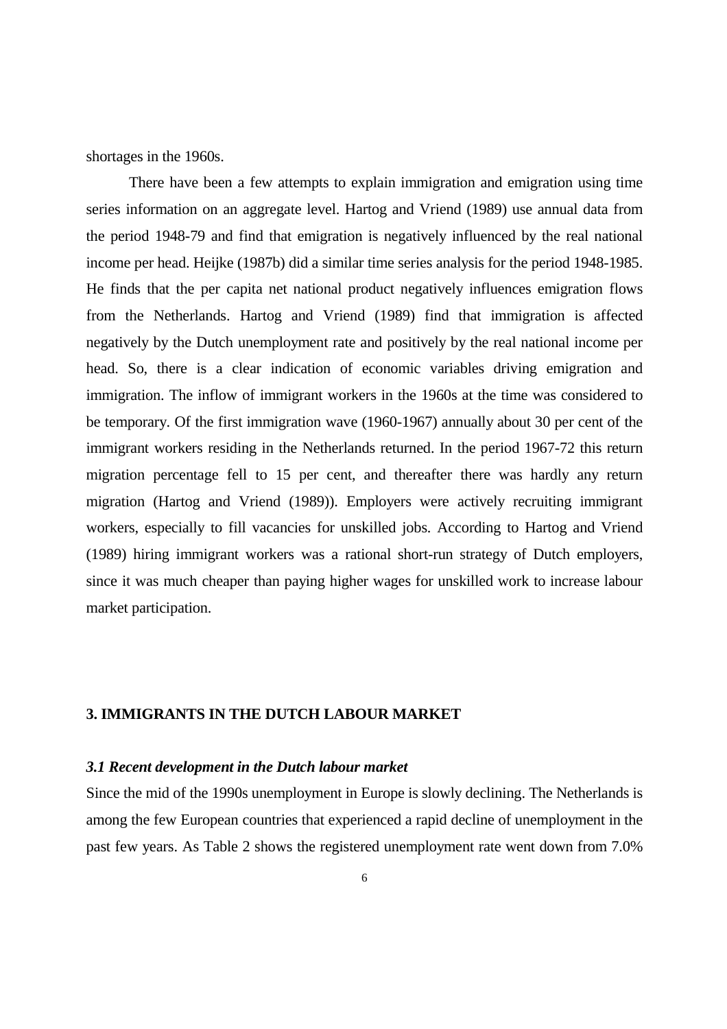shortages in the 1960s.

There have been a few attempts to explain immigration and emigration using time series information on an aggregate level. Hartog and Vriend (1989) use annual data from the period 1948-79 and find that emigration is negatively influenced by the real national income per head. Heijke (1987b) did a similar time series analysis for the period 1948-1985. He finds that the per capita net national product negatively influences emigration flows from the Netherlands. Hartog and Vriend (1989) find that immigration is affected negatively by the Dutch unemployment rate and positively by the real national income per head. So, there is a clear indication of economic variables driving emigration and immigration. The inflow of immigrant workers in the 1960s at the time was considered to be temporary. Of the first immigration wave (1960-1967) annually about 30 per cent of the immigrant workers residing in the Netherlands returned. In the period 1967-72 this return migration percentage fell to 15 per cent, and thereafter there was hardly any return migration (Hartog and Vriend (1989)). Employers were actively recruiting immigrant workers, especially to fill vacancies for unskilled jobs. According to Hartog and Vriend (1989) hiring immigrant workers was a rational short-run strategy of Dutch employers, since it was much cheaper than paying higher wages for unskilled work to increase labour market participation.

## 3. IMMIGRANTS IN THE DUTCH LABOUR MARKET

### *3.1 Recent development in the Dutch labour market*

Since the mid of the 1990s unemployment in Europe is slowly declining. The Netherlands is among the few European countries that experienced a rapid decline of unemployment in the past few years. As Table 2 shows the registered unemployment rate went down from 7.0%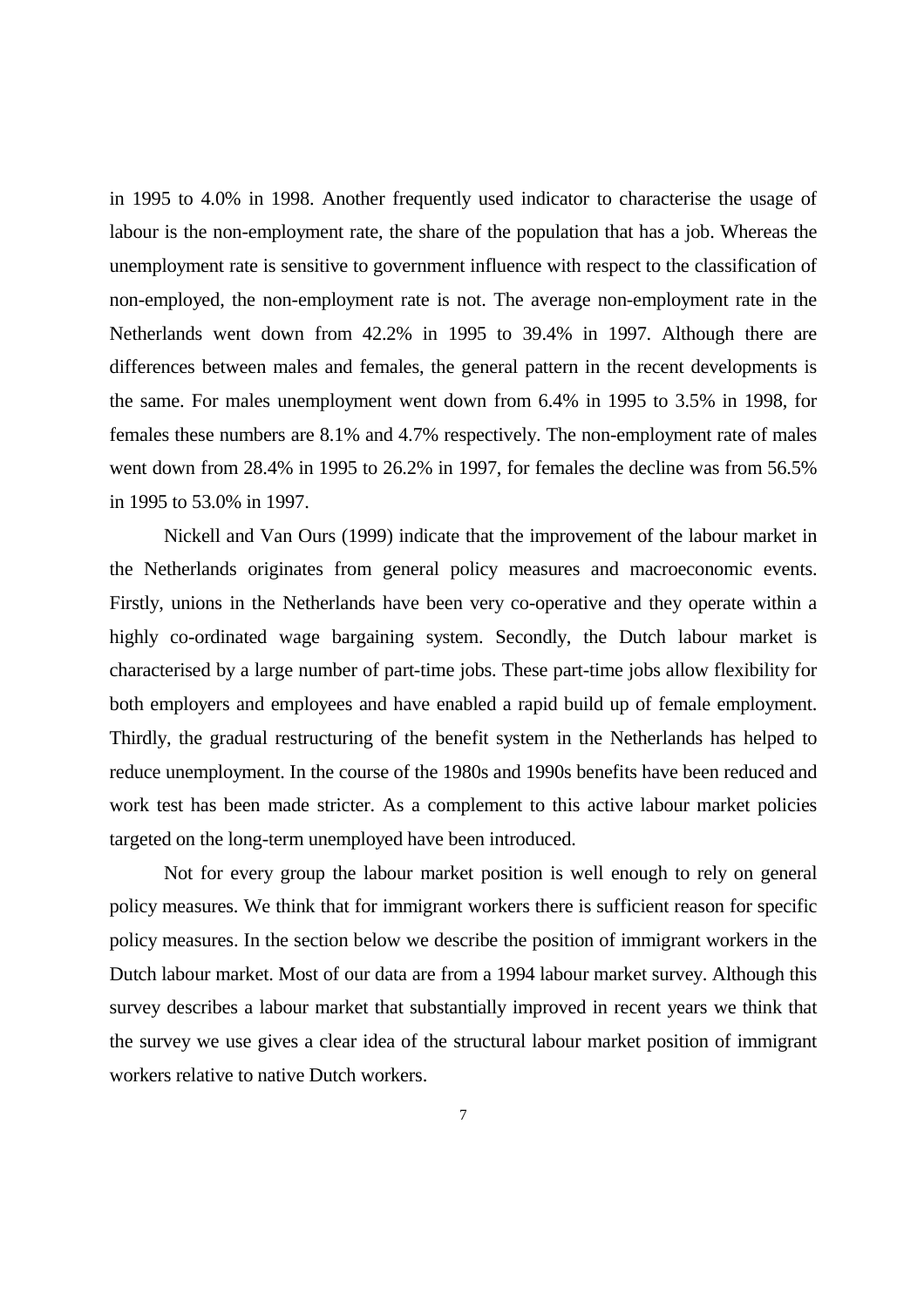in 1995 to 4.0% in 1998. Another frequently used indicator to characterise the usage of labour is the non-employment rate, the share of the population that has a job. Whereas the unemployment rate is sensitive to government influence with respect to the classification of non-employed, the non-employment rate is not. The average non-employment rate in the Netherlands went down from 42.2% in 1995 to 39.4% in 1997. Although there are differences between males and females, the general pattern in the recent developments is the same. For males unemployment went down from 6.4% in 1995 to 3.5% in 1998, for females these numbers are 8.1% and 4.7% respectively. The non-employment rate of males went down from 28.4% in 1995 to 26.2% in 1997, for females the decline was from 56.5% in 1995 to 53.0% in 1997.

Nickell and Van Ours (1999) indicate that the improvement of the labour market in the Netherlands originates from general policy measures and macroeconomic events. Firstly, unions in the Netherlands have been very co-operative and they operate within a highly co-ordinated wage bargaining system. Secondly, the Dutch labour market is characterised by a large number of part-time jobs. These part-time jobs allow flexibility for both employers and employees and have enabled a rapid build up of female employment. Thirdly, the gradual restructuring of the benefit system in the Netherlands has helped to reduce unemployment. In the course of the 1980s and 1990s benefits have been reduced and work test has been made stricter. As a complement to this active labour market policies targeted on the long-term unemployed have been introduced.

Not for every group the labour market position is well enough to rely on general policy measures. We think that for immigrant workers there is sufficient reason for specific policy measures. In the section below we describe the position of immigrant workers in the Dutch labour market. Most of our data are from a 1994 labour market survey. Although this survey describes a labour market that substantially improved in recent years we think that the survey we use gives a clear idea of the structural labour market position of immigrant workers relative to native Dutch workers.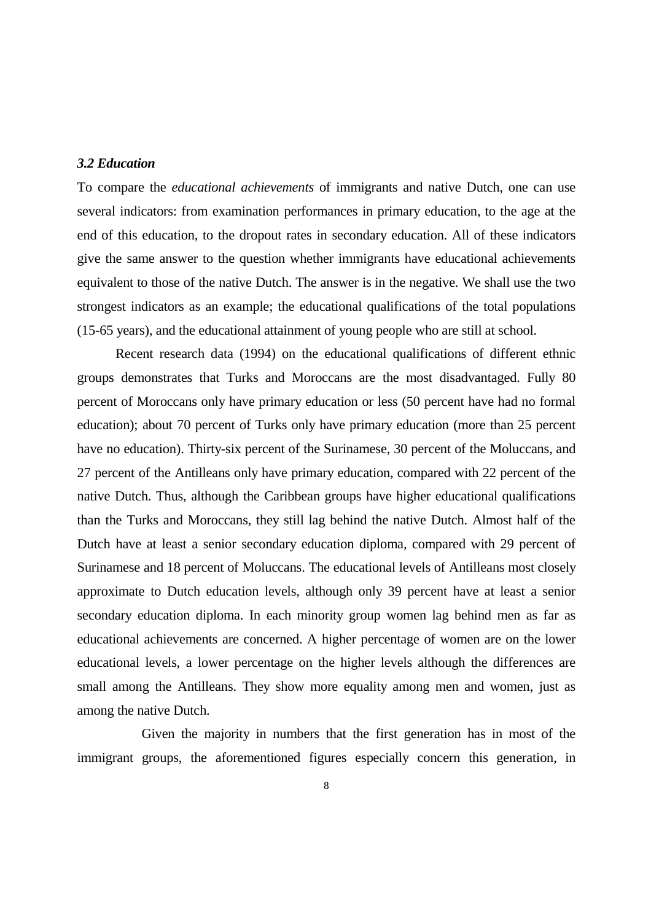### *3.2 Education*

To compare the *educational achievements* of immigrants and native Dutch, one can use several indicators: from examination performances in primary education, to the age at the end of this education, to the dropout rates in secondary education. All of these indicators give the same answer to the question whether immigrants have educational achievements equivalent to those of the native Dutch. The answer is in the negative. We shall use the two strongest indicators as an example; the educational qualifications of the total populations (15-65 years), and the educational attainment of young people who are still at school.

Recent research data (1994) on the educational qualifications of different ethnic groups demonstrates that Turks and Moroccans are the most disadvantaged. Fully 80 percent of Moroccans only have primary education or less (50 percent have had no formal education); about 70 percent of Turks only have primary education (more than 25 percent have no education). Thirty-six percent of the Surinamese, 30 percent of the Moluccans, and 27 percent of the Antilleans only have primary education, compared with 22 percent of the native Dutch. Thus, although the Caribbean groups have higher educational qualifications than the Turks and Moroccans, they still lag behind the native Dutch. Almost half of the Dutch have at least a senior secondary education diploma, compared with 29 percent of Surinamese and 18 percent of Moluccans. The educational levels of Antilleans most closely approximate to Dutch education levels, although only 39 percent have at least a senior secondary education diploma. In each minority group women lag behind men as far as educational achievements are concerned. A higher percentage of women are on the lower educational levels, a lower percentage on the higher levels although the differences are small among the Antilleans. They show more equality among men and women, just as among the native Dutch.

Given the majority in numbers that the first generation has in most of the immigrant groups, the aforementioned figures especially concern this generation, in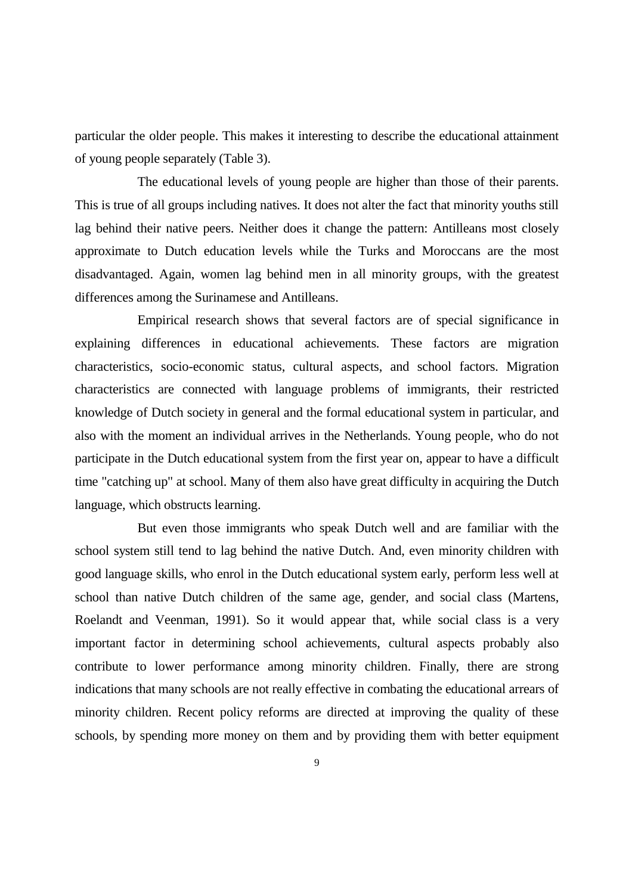particular the older people. This makes it interesting to describe the educational attainment of young people separately (Table 3).

The educational levels of young people are higher than those of their parents. This is true of all groups including natives. It does not alter the fact that minority youths still lag behind their native peers. Neither does it change the pattern: Antilleans most closely approximate to Dutch education levels while the Turks and Moroccans are the most disadvantaged. Again, women lag behind men in all minority groups, with the greatest differences among the Surinamese and Antilleans.

Empirical research shows that several factors are of special significance in explaining differences in educational achievements. These factors are migration characteristics, socio-economic status, cultural aspects, and school factors. Migration characteristics are connected with language problems of immigrants, their restricted knowledge of Dutch society in general and the formal educational system in particular, and also with the moment an individual arrives in the Netherlands. Young people, who do not participate in the Dutch educational system from the first year on, appear to have a difficult time "catching up" at school. Many of them also have great difficulty in acquiring the Dutch language, which obstructs learning.

But even those immigrants who speak Dutch well and are familiar with the school system still tend to lag behind the native Dutch. And, even minority children with good language skills, who enrol in the Dutch educational system early, perform less well at school than native Dutch children of the same age, gender, and social class (Martens, Roelandt and Veenman, 1991). So it would appear that, while social class is a very important factor in determining school achievements, cultural aspects probably also contribute to lower performance among minority children. Finally, there are strong indications that many schools are not really effective in combating the educational arrears of minority children. Recent policy reforms are directed at improving the quality of these schools, by spending more money on them and by providing them with better equipment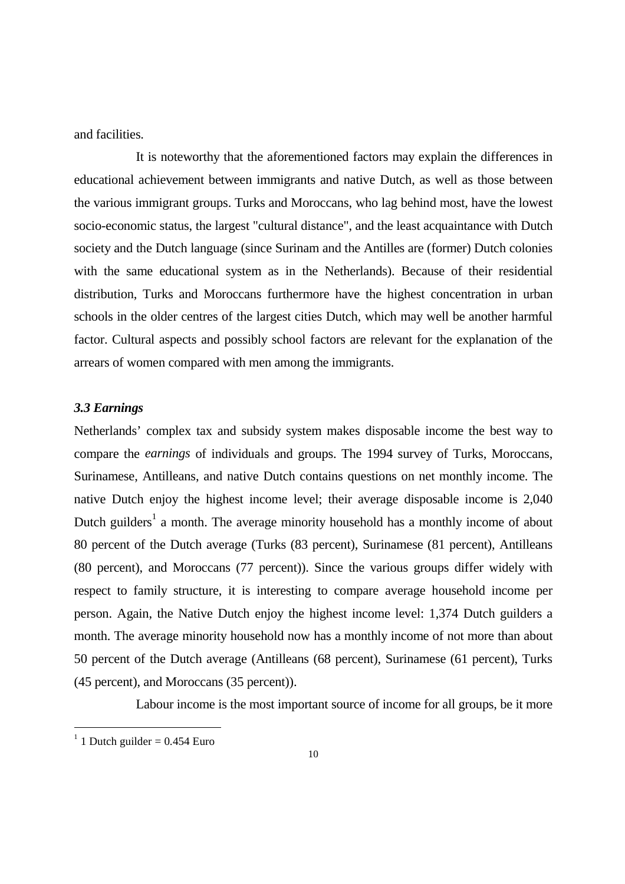and facilities.

It is noteworthy that the aforementioned factors may explain the differences in educational achievement between immigrants and native Dutch, as well as those between the various immigrant groups. Turks and Moroccans, who lag behind most, have the lowest socio-economic status, the largest "cultural distance", and the least acquaintance with Dutch society and the Dutch language (since Surinam and the Antilles are (former) Dutch colonies with the same educational system as in the Netherlands). Because of their residential distribution, Turks and Moroccans furthermore have the highest concentration in urban schools in the older centres of the largest cities Dutch, which may well be another harmful factor. Cultural aspects and possibly school factors are relevant for the explanation of the arrears of women compared with men among the immigrants.

### *3.3 Earnings*

Netherlands' complex tax and subsidy system makes disposable income the best way to compare the *earnings* of individuals and groups. The 1994 survey of Turks, Moroccans, Surinamese, Antilleans, and native Dutch contains questions on net monthly income. The native Dutch enjoy the highest income level; their average disposable income is 2,040 Dutch guilders[1] a month. The average minority household has a monthly income of about 80 percent of the Dutch average (Turks (83 percent), Surinamese (81 percent), Antilleans (80 percent), and Moroccans (77 percent)). Since the various groups differ widely with respect to family structure, it is interesting to compare average household income per person. Again, the Native Dutch enjoy the highest income level: 1,374 Dutch guilders a month. The average minority household now has a monthly income of not more than about 50 percent of the Dutch average (Antilleans (68 percent), Surinamese (61 percent), Turks (45 percent), and Moroccans (35 percent)).

Labour income is the most important source of income for all groups, be it more

[1] 1 Dutch guilder = 0.454 Euro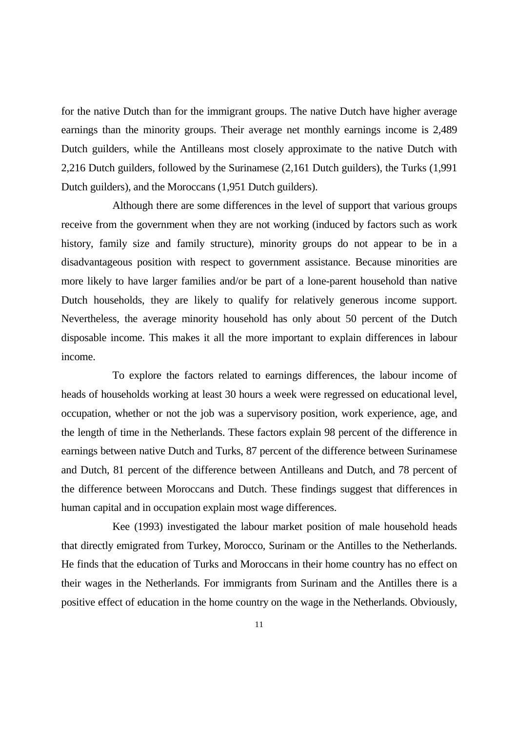for the native Dutch than for the immigrant groups. The native Dutch have higher average earnings than the minority groups. Their average net monthly earnings income is 2,489 Dutch guilders, while the Antilleans most closely approximate to the native Dutch with 2,216 Dutch guilders, followed by the Surinamese (2,161 Dutch guilders), the Turks (1,991 Dutch guilders), and the Moroccans (1,951 Dutch guilders).

Although there are some differences in the level of support that various groups receive from the government when they are not working (induced by factors such as work history, family size and family structure), minority groups do not appear to be in a disadvantageous position with respect to government assistance. Because minorities are more likely to have larger families and/or be part of a lone-parent household than native Dutch households, they are likely to qualify for relatively generous income support. Nevertheless, the average minority household has only about 50 percent of the Dutch disposable income. This makes it all the more important to explain differences in labour income.

To explore the factors related to earnings differences, the labour income of heads of households working at least 30 hours a week were regressed on educational level, occupation, whether or not the job was a supervisory position, work experience, age, and the length of time in the Netherlands. These factors explain 98 percent of the difference in earnings between native Dutch and Turks, 87 percent of the difference between Surinamese and Dutch, 81 percent of the difference between Antilleans and Dutch, and 78 percent of the difference between Moroccans and Dutch. These findings suggest that differences in human capital and in occupation explain most wage differences.

Kee (1993) investigated the labour market position of male household heads that directly emigrated from Turkey, Morocco, Surinam or the Antilles to the Netherlands. He finds that the education of Turks and Moroccans in their home country has no effect on their wages in the Netherlands. For immigrants from Surinam and the Antilles there is a positive effect of education in the home country on the wage in the Netherlands. Obviously,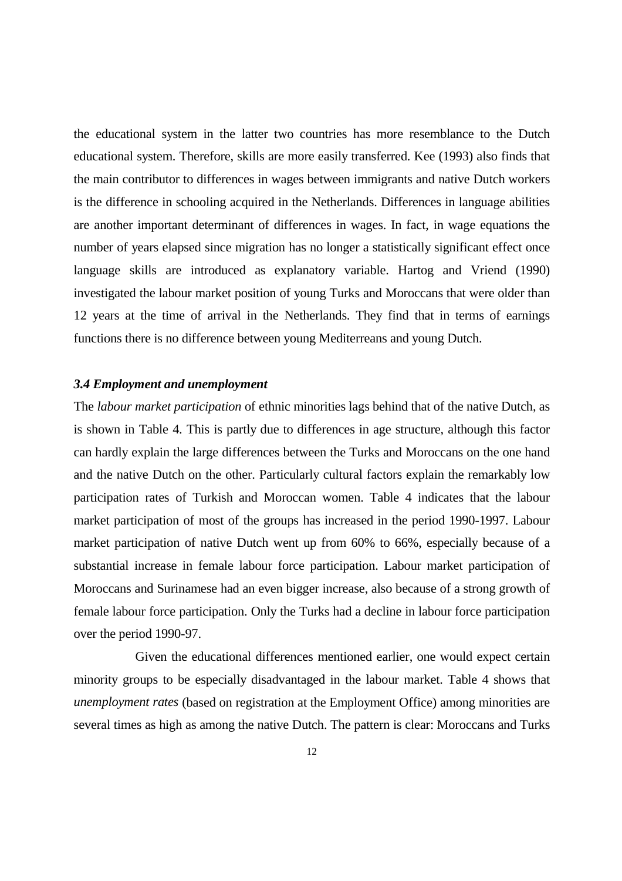the educational system in the latter two countries has more resemblance to the Dutch educational system. Therefore, skills are more easily transferred. Kee (1993) also finds that the main contributor to differences in wages between immigrants and native Dutch workers is the difference in schooling acquired in the Netherlands. Differences in language abilities are another important determinant of differences in wages. In fact, in wage equations the number of years elapsed since migration has no longer a statistically significant effect once language skills are introduced as explanatory variable. Hartog and Vriend (1990) investigated the labour market position of young Turks and Moroccans that were older than 12 years at the time of arrival in the Netherlands. They find that in terms of earnings functions there is no difference between young Mediterreans and young Dutch.

### *3.4 Employment and unemployment*

The *labour market participation* of ethnic minorities lags behind that of the native Dutch, as is shown in Table 4. This is partly due to differences in age structure, although this factor can hardly explain the large differences between the Turks and Moroccans on the one hand and the native Dutch on the other. Particularly cultural factors explain the remarkably low participation rates of Turkish and Moroccan women. Table 4 indicates that the labour market participation of most of the groups has increased in the period 1990-1997. Labour market participation of native Dutch went up from 60% to 66%, especially because of a substantial increase in female labour force participation. Labour market participation of Moroccans and Surinamese had an even bigger increase, also because of a strong growth of female labour force participation. Only the Turks had a decline in labour force participation over the period 1990-97.

Given the educational differences mentioned earlier, one would expect certain minority groups to be especially disadvantaged in the labour market. Table 4 shows that *unemployment rates* (based on registration at the Employment Office) among minorities are several times as high as among the native Dutch. The pattern is clear: Moroccans and Turks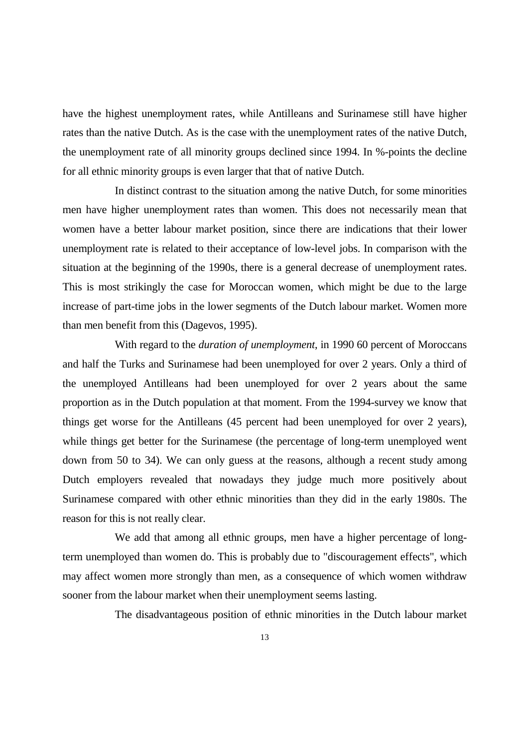have the highest unemployment rates, while Antilleans and Surinamese still have higher rates than the native Dutch. As is the case with the unemployment rates of the native Dutch, the unemployment rate of all minority groups declined since 1994. In %-points the decline for all ethnic minority groups is even larger that that of native Dutch.

In distinct contrast to the situation among the native Dutch, for some minorities men have higher unemployment rates than women. This does not necessarily mean that women have a better labour market position, since there are indications that their lower unemployment rate is related to their acceptance of low-level jobs. In comparison with the situation at the beginning of the 1990s, there is a general decrease of unemployment rates. This is most strikingly the case for Moroccan women, which might be due to the large increase of part-time jobs in the lower segments of the Dutch labour market. Women more than men benefit from this (Dagevos, 1995).

With regard to the *duration of unemployment*, in 1990 60 percent of Moroccans and half the Turks and Surinamese had been unemployed for over 2 years. Only a third of the unemployed Antilleans had been unemployed for over 2 years about the same proportion as in the Dutch population at that moment. From the 1994-survey we know that things get worse for the Antilleans (45 percent had been unemployed for over 2 years), while things get better for the Surinamese (the percentage of long-term unemployed went down from 50 to 34). We can only guess at the reasons, although a recent study among Dutch employers revealed that nowadays they judge much more positively about Surinamese compared with other ethnic minorities than they did in the early 1980s. The reason for this is not really clear.

We add that among all ethnic groups, men have a higher percentage of long-term unemployed than women do. This is probably due to "discouragement effects", which may affect women more strongly than men, as a consequence of which women withdraw sooner from the labour market when their unemployment seems lasting.

The disadvantageous position of ethnic minorities in the Dutch labour market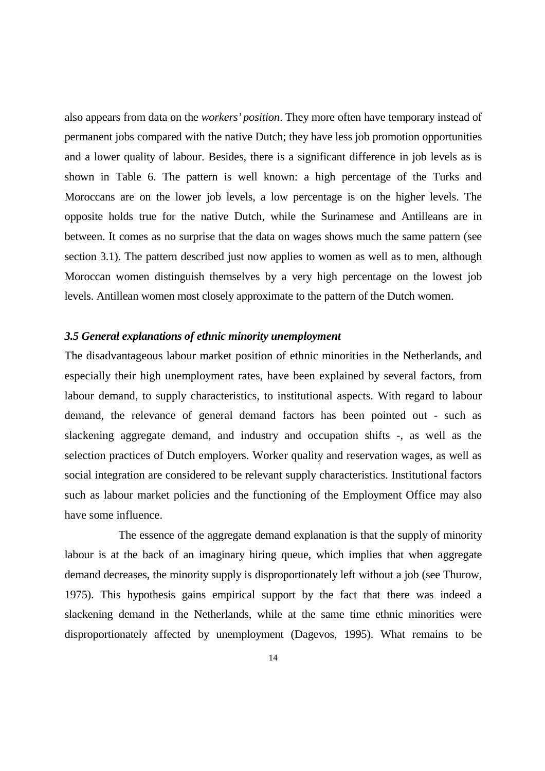also appears from data on the *workers' position*. They more often have temporary instead of permanent jobs compared with the native Dutch; they have less job promotion opportunities and a lower quality of labour. Besides, there is a significant difference in job levels as is shown in Table 6. The pattern is well known: a high percentage of the Turks and Moroccans are on the lower job levels, a low percentage is on the higher levels. The opposite holds true for the native Dutch, while the Surinamese and Antilleans are in between. It comes as no surprise that the data on wages shows much the same pattern (see section 3.1). The pattern described just now applies to women as well as to men, although Moroccan women distinguish themselves by a very high percentage on the lowest job levels. Antillean women most closely approximate to the pattern of the Dutch women.

### *3.5 General explanations of ethnic minority unemployment*

The disadvantageous labour market position of ethnic minorities in the Netherlands, and especially their high unemployment rates, have been explained by several factors, from labour demand, to supply characteristics, to institutional aspects. With regard to labour demand, the relevance of general demand factors has been pointed out - such as slackening aggregate demand, and industry and occupation shifts -, as well as the selection practices of Dutch employers. Worker quality and reservation wages, as well as social integration are considered to be relevant supply characteristics. Institutional factors such as labour market policies and the functioning of the Employment Office may also have some influence.

The essence of the aggregate demand explanation is that the supply of minority labour is at the back of an imaginary hiring queue, which implies that when aggregate demand decreases, the minority supply is disproportionately left without a job (see Thurow, 1975). This hypothesis gains empirical support by the fact that there was indeed a slackening demand in the Netherlands, while at the same time ethnic minorities were disproportionately affected by unemployment (Dagevos, 1995). What remains to be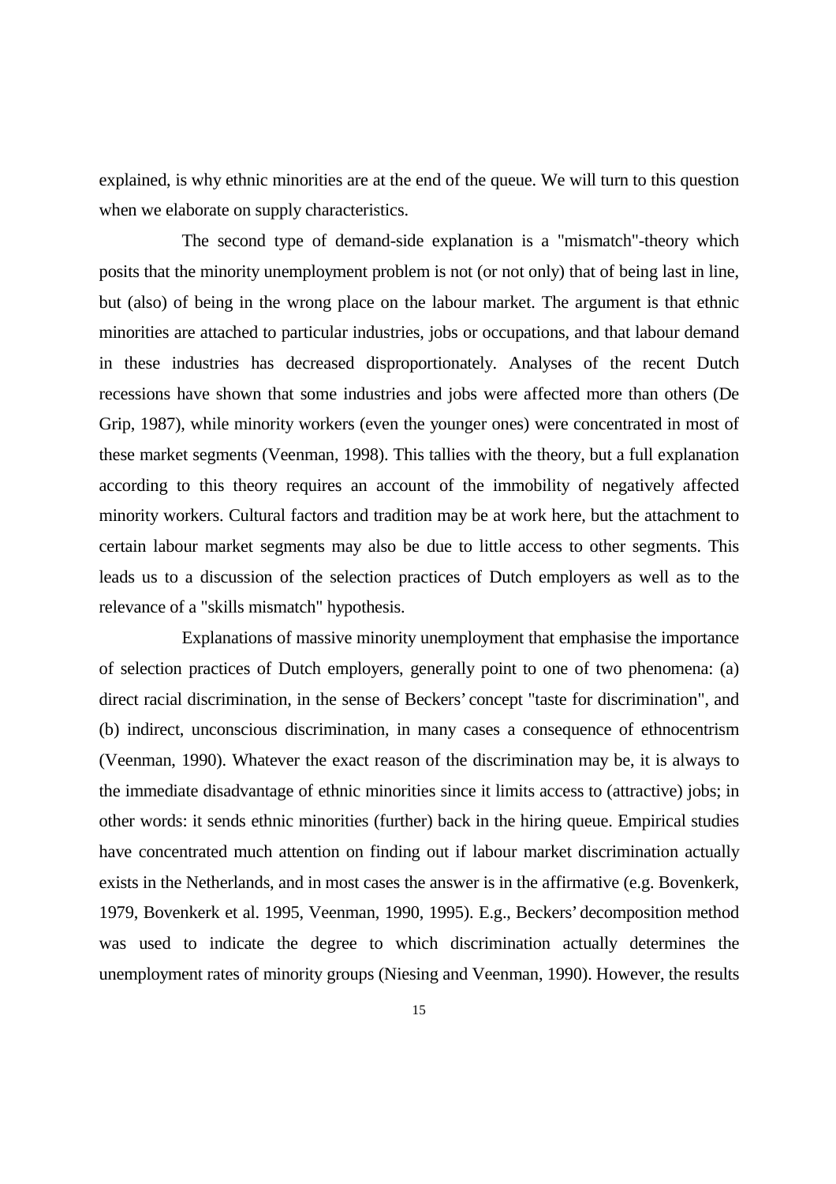explained, is why ethnic minorities are at the end of the queue. We will turn to this question when we elaborate on supply characteristics.

The second type of demand-side explanation is a "mismatch"-theory which posits that the minority unemployment problem is not (or not only) that of being last in line, but (also) of being in the wrong place on the labour market. The argument is that ethnic minorities are attached to particular industries, jobs or occupations, and that labour demand in these industries has decreased disproportionately. Analyses of the recent Dutch recessions have shown that some industries and jobs were affected more than others (De Grip, 1987), while minority workers (even the younger ones) were concentrated in most of these market segments (Veenman, 1998). This tallies with the theory, but a full explanation according to this theory requires an account of the immobility of negatively affected minority workers. Cultural factors and tradition may be at work here, but the attachment to certain labour market segments may also be due to little access to other segments. This leads us to a discussion of the selection practices of Dutch employers as well as to the relevance of a "skills mismatch" hypothesis.

Explanations of massive minority unemployment that emphasise the importance of selection practices of Dutch employers, generally point to one of two phenomena: (a) direct racial discrimination, in the sense of Beckers' concept "taste for discrimination", and (b) indirect, unconscious discrimination, in many cases a consequence of ethnocentrism (Veenman, 1990). Whatever the exact reason of the discrimination may be, it is always to the immediate disadvantage of ethnic minorities since it limits access to (attractive) jobs; in other words: it sends ethnic minorities (further) back in the hiring queue. Empirical studies have concentrated much attention on finding out if labour market discrimination actually exists in the Netherlands, and in most cases the answer is in the affirmative (e.g. Bovenkerk, 1979, Bovenkerk et al. 1995, Veenman, 1990, 1995). E.g., Beckers' decomposition method was used to indicate the degree to which discrimination actually determines the unemployment rates of minority groups (Niesing and Veenman, 1990). However, the results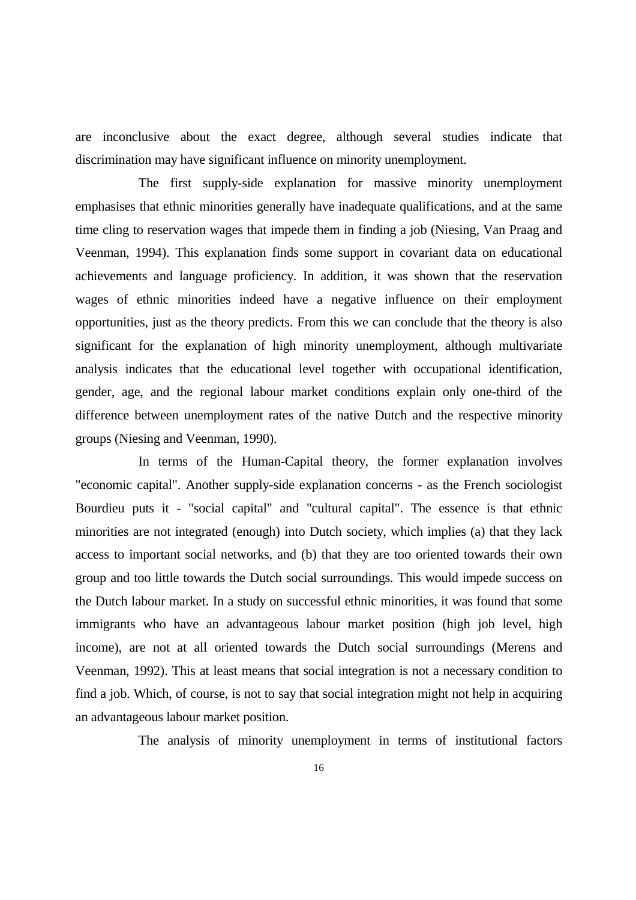are inconclusive about the exact degree, although several studies indicate that discrimination may have significant influence on minority unemployment.

The first supply-side explanation for massive minority unemployment emphasises that ethnic minorities generally have inadequate qualifications, and at the same time cling to reservation wages that impede them in finding a job (Niesing, Van Praag and Veenman, 1994). This explanation finds some support in covariant data on educational achievements and language proficiency. In addition, it was shown that the reservation wages of ethnic minorities indeed have a negative influence on their employment opportunities, just as the theory predicts. From this we can conclude that the theory is also significant for the explanation of high minority unemployment, although multivariate analysis indicates that the educational level together with occupational identification, gender, age, and the regional labour market conditions explain only one-third of the difference between unemployment rates of the native Dutch and the respective minority groups (Niesing and Veenman, 1990).

In terms of the Human-Capital theory, the former explanation involves "economic capital". Another supply-side explanation concerns - as the French sociologist Bourdieu puts it - "social capital" and "cultural capital". The essence is that ethnic minorities are not integrated (enough) into Dutch society, which implies (a) that they lack access to important social networks, and (b) that they are too oriented towards their own group and too little towards the Dutch social surroundings. This would impede success on the Dutch labour market. In a study on successful ethnic minorities, it was found that some immigrants who have an advantageous labour market position (high job level, high income), are not at all oriented towards the Dutch social surroundings (Merens and Veenman, 1992). This at least means that social integration is not a necessary condition to find a job. Which, of course, is not to say that social integration might not help in acquiring an advantageous labour market position.

The analysis of minority unemployment in terms of institutional factors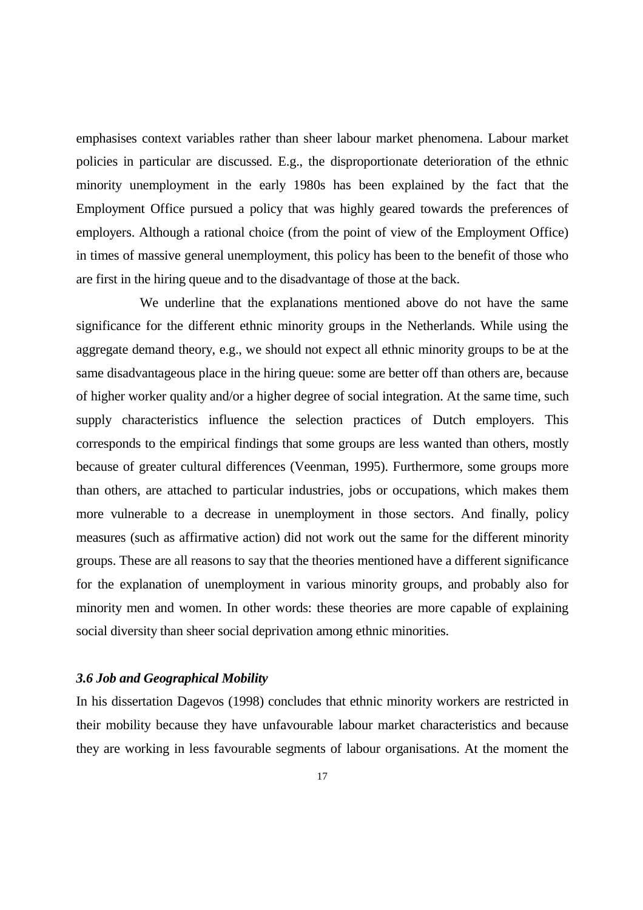emphasises context variables rather than sheer labour market phenomena. Labour market policies in particular are discussed. E.g., the disproportionate deterioration of the ethnic minority unemployment in the early 1980s has been explained by the fact that the Employment Office pursued a policy that was highly geared towards the preferences of employers. Although a rational choice (from the point of view of the Employment Office) in times of massive general unemployment, this policy has been to the benefit of those who are first in the hiring queue and to the disadvantage of those at the back.

We underline that the explanations mentioned above do not have the same significance for the different ethnic minority groups in the Netherlands. While using the aggregate demand theory, e.g., we should not expect all ethnic minority groups to be at the same disadvantageous place in the hiring queue: some are better off than others are, because of higher worker quality and/or a higher degree of social integration. At the same time, such supply characteristics influence the selection practices of Dutch employers. This corresponds to the empirical findings that some groups are less wanted than others, mostly because of greater cultural differences (Veenman, 1995). Furthermore, some groups more than others, are attached to particular industries, jobs or occupations, which makes them more vulnerable to a decrease in unemployment in those sectors. And finally, policy measures (such as affirmative action) did not work out the same for the different minority groups. These are all reasons to say that the theories mentioned have a different significance for the explanation of unemployment in various minority groups, and probably also for minority men and women. In other words: these theories are more capable of explaining social diversity than sheer social deprivation among ethnic minorities.

### *3.6 Job and Geographical Mobility*

In his dissertation Dagevos (1998) concludes that ethnic minority workers are restricted in their mobility because they have unfavourable labour market characteristics and because they are working in less favourable segments of labour organisations. At the moment the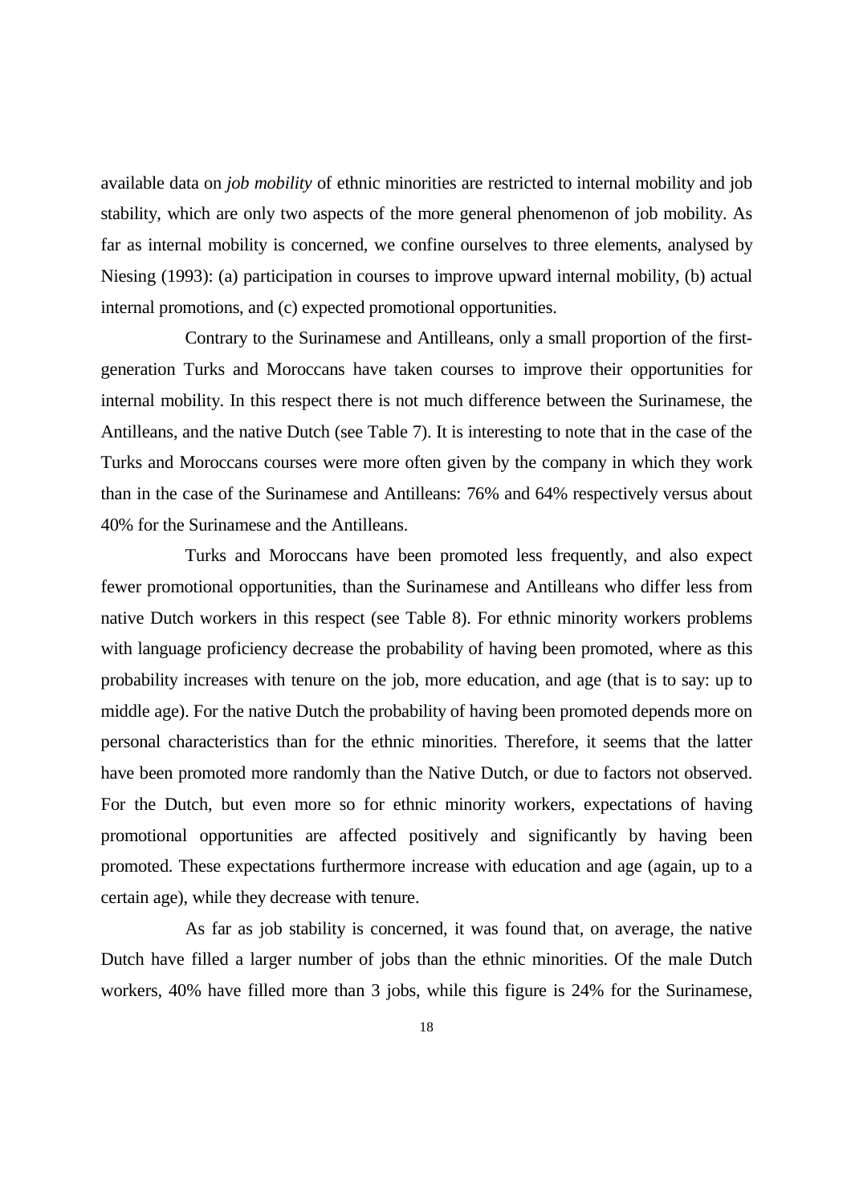available data on *job mobility* of ethnic minorities are restricted to internal mobility and job stability, which are only two aspects of the more general phenomenon of job mobility. As far as internal mobility is concerned, we confine ourselves to three elements, analysed by Niesing (1993): (a) participation in courses to improve upward internal mobility, (b) actual internal promotions, and (c) expected promotional opportunities.

Contrary to the Surinamese and Antilleans, only a small proportion of the first-generation Turks and Moroccans have taken courses to improve their opportunities for internal mobility. In this respect there is not much difference between the Surinamese, the Antilleans, and the native Dutch (see Table 7). It is interesting to note that in the case of the Turks and Moroccans courses were more often given by the company in which they work than in the case of the Surinamese and Antilleans: 76% and 64% respectively versus about 40% for the Surinamese and the Antilleans.

Turks and Moroccans have been promoted less frequently, and also expect fewer promotional opportunities, than the Surinamese and Antilleans who differ less from native Dutch workers in this respect (see Table 8). For ethnic minority workers problems with language proficiency decrease the probability of having been promoted, where as this probability increases with tenure on the job, more education, and age (that is to say: up to middle age). For the native Dutch the probability of having been promoted depends more on personal characteristics than for the ethnic minorities. Therefore, it seems that the latter have been promoted more randomly than the Native Dutch, or due to factors not observed. For the Dutch, but even more so for ethnic minority workers, expectations of having promotional opportunities are affected positively and significantly by having been promoted. These expectations furthermore increase with education and age (again, up to a certain age), while they decrease with tenure.

As far as job stability is concerned, it was found that, on average, the native Dutch have filled a larger number of jobs than the ethnic minorities. Of the male Dutch workers, 40% have filled more than 3 jobs, while this figure is 24% for the Surinamese,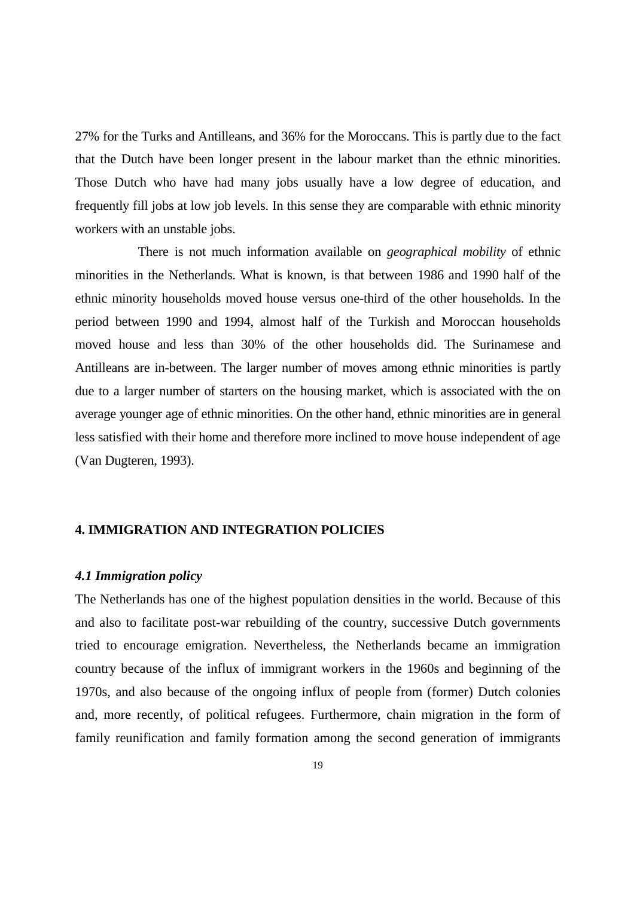27% for the Turks and Antilleans, and 36% for the Moroccans. This is partly due to the fact that the Dutch have been longer present in the labour market than the ethnic minorities. Those Dutch who have had many jobs usually have a low degree of education, and frequently fill jobs at low job levels. In this sense they are comparable with ethnic minority workers with an unstable jobs.

There is not much information available on *geographical mobility* of ethnic minorities in the Netherlands. What is known, is that between 1986 and 1990 half of the ethnic minority households moved house versus one-third of the other households. In the period between 1990 and 1994, almost half of the Turkish and Moroccan households moved house and less than 30% of the other households did. The Surinamese and Antilleans are in-between. The larger number of moves among ethnic minorities is partly due to a larger number of starters on the housing market, which is associated with the on average younger age of ethnic minorities. On the other hand, ethnic minorities are in general less satisfied with their home and therefore more inclined to move house independent of age (Van Dugteren, 1993).

## 4. IMMIGRATION AND INTEGRATION POLICIES

### *4.1 Immigration policy*

The Netherlands has one of the highest population densities in the world. Because of this and also to facilitate post-war rebuilding of the country, successive Dutch governments tried to encourage emigration. Nevertheless, the Netherlands became an immigration country because of the influx of immigrant workers in the 1960s and beginning of the 1970s, and also because of the ongoing influx of people from (former) Dutch colonies and, more recently, of political refugees. Furthermore, chain migration in the form of family reunification and family formation among the second generation of immigrants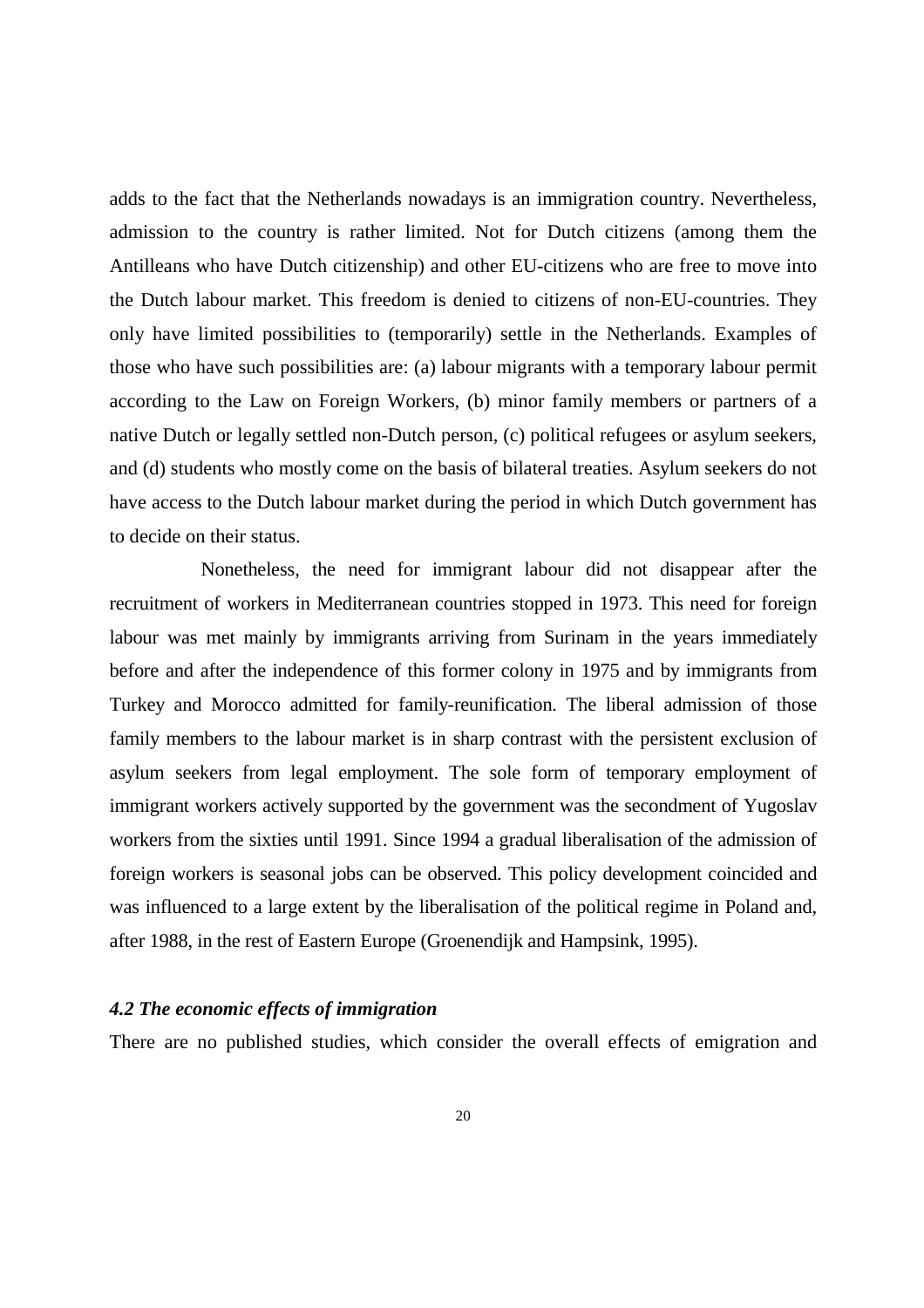adds to the fact that the Netherlands nowadays is an immigration country. Nevertheless, admission to the country is rather limited. Not for Dutch citizens (among them the Antilleans who have Dutch citizenship) and other EU-citizens who are free to move into the Dutch labour market. This freedom is denied to citizens of non-EU-countries. They only have limited possibilities to (temporarily) settle in the Netherlands. Examples of those who have such possibilities are: (a) labour migrants with a temporary labour permit according to the Law on Foreign Workers, (b) minor family members or partners of a native Dutch or legally settled non-Dutch person, (c) political refugees or asylum seekers, and (d) students who mostly come on the basis of bilateral treaties. Asylum seekers do not have access to the Dutch labour market during the period in which Dutch government has to decide on their status.

Nonetheless, the need for immigrant labour did not disappear after the recruitment of workers in Mediterranean countries stopped in 1973. This need for foreign labour was met mainly by immigrants arriving from Surinam in the years immediately before and after the independence of this former colony in 1975 and by immigrants from Turkey and Morocco admitted for family-reunification. The liberal admission of those family members to the labour market is in sharp contrast with the persistent exclusion of asylum seekers from legal employment. The sole form of temporary employment of immigrant workers actively supported by the government was the secondment of Yugoslav workers from the sixties until 1991. Since 1994 a gradual liberalisation of the admission of foreign workers is seasonal jobs can be observed. This policy development coincided and was influenced to a large extent by the liberalisation of the political regime in Poland and, after 1988, in the rest of Eastern Europe (Groenendijk and Hampsink, 1995).

### *4.2 The economic effects of immigration*

There are no published studies, which consider the overall effects of emigration and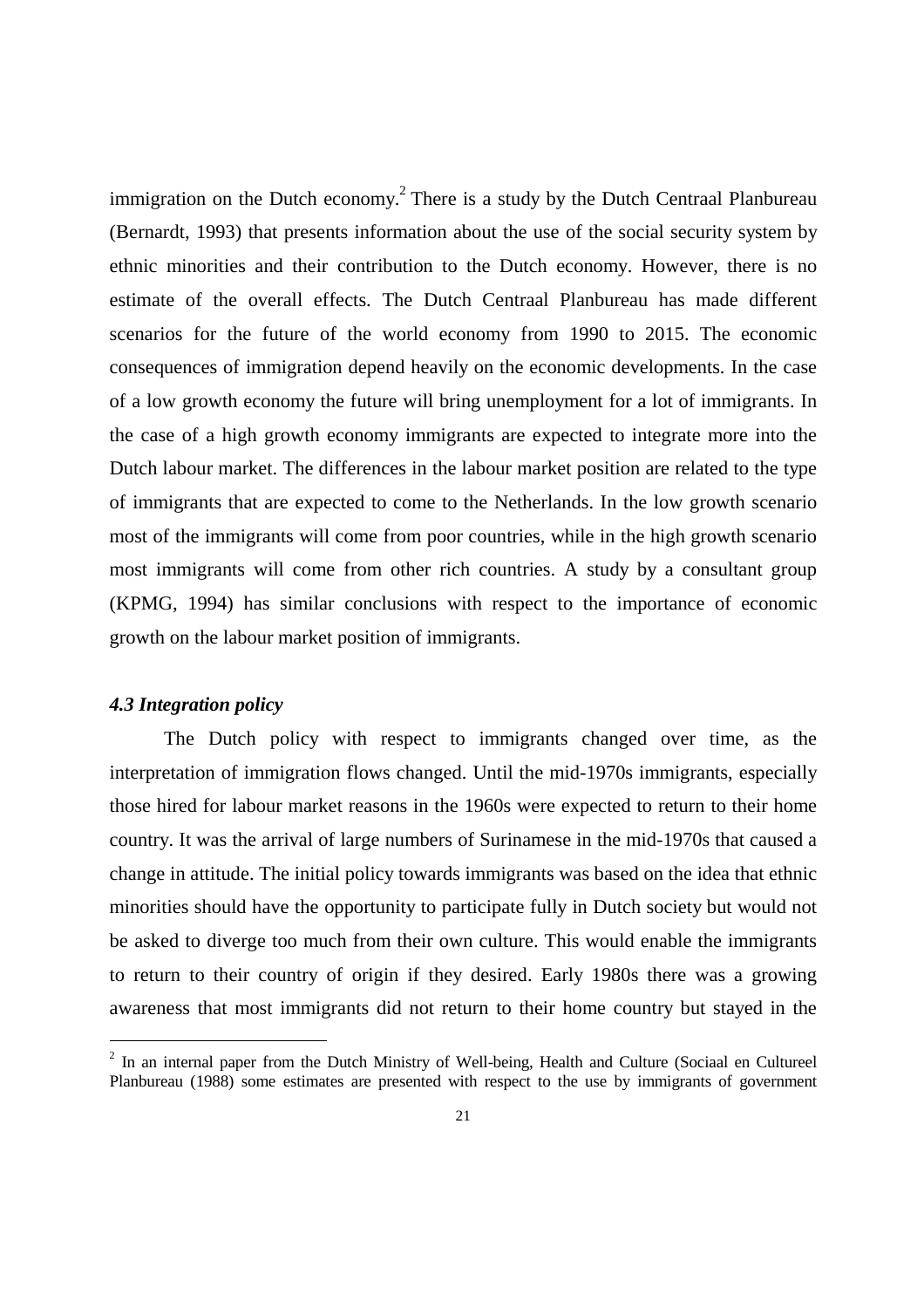immigration on the Dutch economy.[2] There is a study by the Dutch Centraal Planbureau (Bernardt, 1993) that presents information about the use of the social security system by ethnic minorities and their contribution to the Dutch economy. However, there is no estimate of the overall effects. The Dutch Centraal Planbureau has made different scenarios for the future of the world economy from 1990 to 2015. The economic consequences of immigration depend heavily on the economic developments. In the case of a low growth economy the future will bring unemployment for a lot of immigrants. In the case of a high growth economy immigrants are expected to integrate more into the Dutch labour market. The differences in the labour market position are related to the type of immigrants that are expected to come to the Netherlands. In the low growth scenario most of the immigrants will come from poor countries, while in the high growth scenario most immigrants will come from other rich countries. A study by a consultant group (KPMG, 1994) has similar conclusions with respect to the importance of economic growth on the labour market position of immigrants.

### *4.3 Integration policy*

The Dutch policy with respect to immigrants changed over time, as the interpretation of immigration flows changed. Until the mid-1970s immigrants, especially those hired for labour market reasons in the 1960s were expected to return to their home country. It was the arrival of large numbers of Surinamese in the mid-1970s that caused a change in attitude. The initial policy towards immigrants was based on the idea that ethnic minorities should have the opportunity to participate fully in Dutch society but would not be asked to diverge too much from their own culture. This would enable the immigrants to return to their country of origin if they desired. Early 1980s there was a growing awareness that most immigrants did not return to their home country but stayed in the

[2] In an internal paper from the Dutch Ministry of Well-being, Health and Culture (Sociaal en Cultureel Planbureau (1988) some estimates are presented with respect to the use by immigrants of government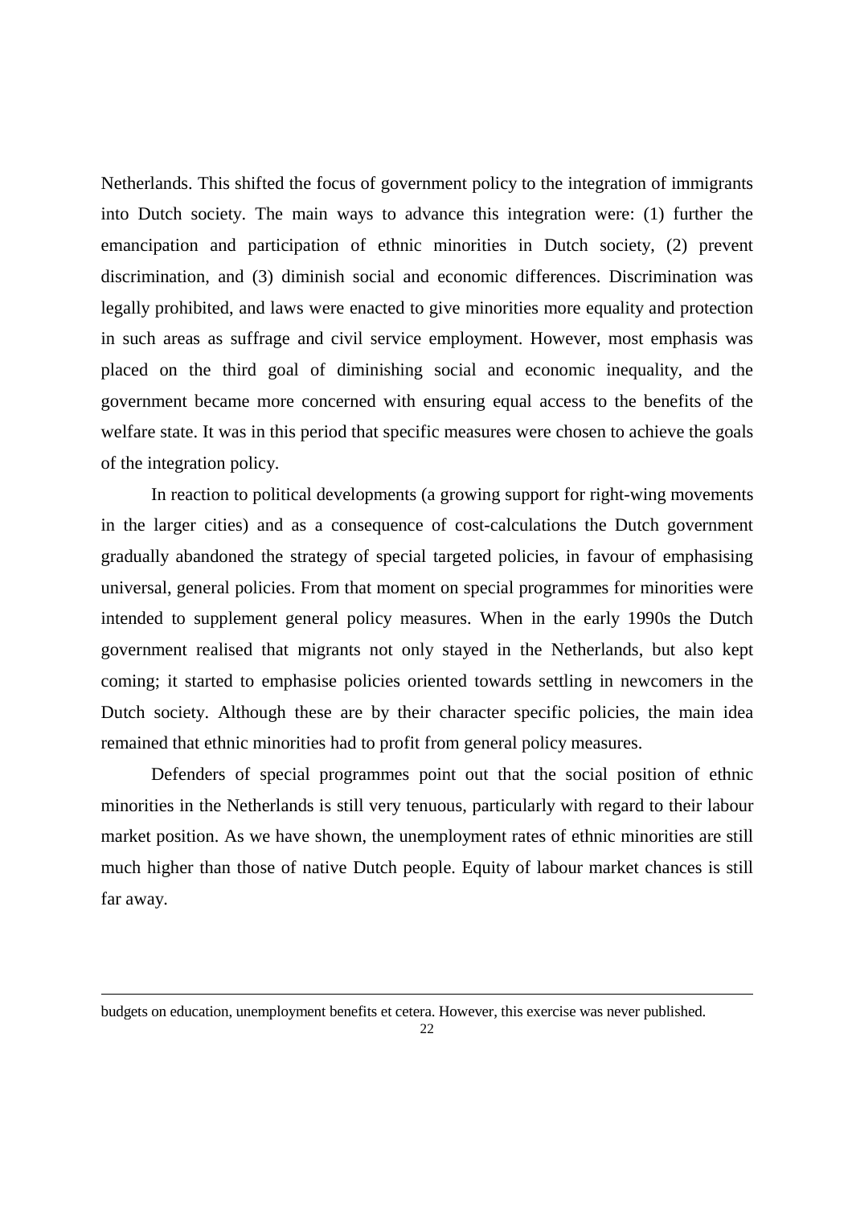Netherlands. This shifted the focus of government policy to the integration of immigrants into Dutch society. The main ways to advance this integration were: (1) further the emancipation and participation of ethnic minorities in Dutch society, (2) prevent discrimination, and (3) diminish social and economic differences. Discrimination was legally prohibited, and laws were enacted to give minorities more equality and protection in such areas as suffrage and civil service employment. However, most emphasis was placed on the third goal of diminishing social and economic inequality, and the government became more concerned with ensuring equal access to the benefits of the welfare state. It was in this period that specific measures were chosen to achieve the goals of the integration policy.

In reaction to political developments (a growing support for right-wing movements in the larger cities) and as a consequence of cost-calculations the Dutch government gradually abandoned the strategy of special targeted policies, in favour of emphasising universal, general policies. From that moment on special programmes for minorities were intended to supplement general policy measures. When in the early 1990s the Dutch government realised that migrants not only stayed in the Netherlands, but also kept coming; it started to emphasise policies oriented towards settling in newcomers in the Dutch society. Although these are by their character specific policies, the main idea remained that ethnic minorities had to profit from general policy measures.

Defenders of special programmes point out that the social position of ethnic minorities in the Netherlands is still very tenuous, particularly with regard to their labour market position. As we have shown, the unemployment rates of ethnic minorities are still much higher than those of native Dutch people. Equity of labour market chances is still far away.

---

budgets on education, unemployment benefits et cetera. However, this exercise was never published.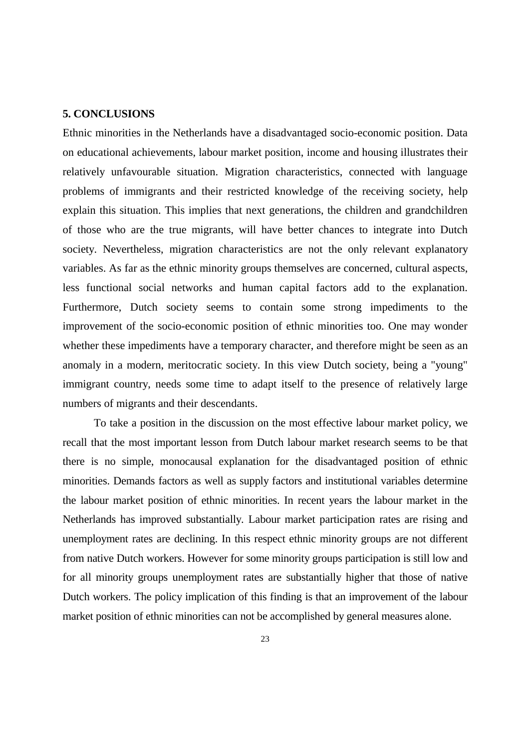## 5. CONCLUSIONS

Ethnic minorities in the Netherlands have a disadvantaged socio-economic position. Data on educational achievements, labour market position, income and housing illustrates their relatively unfavourable situation. Migration characteristics, connected with language problems of immigrants and their restricted knowledge of the receiving society, help explain this situation. This implies that next generations, the children and grandchildren of those who are the true migrants, will have better chances to integrate into Dutch society. Nevertheless, migration characteristics are not the only relevant explanatory variables. As far as the ethnic minority groups themselves are concerned, cultural aspects, less functional social networks and human capital factors add to the explanation. Furthermore, Dutch society seems to contain some strong impediments to the improvement of the socio-economic position of ethnic minorities too. One may wonder whether these impediments have a temporary character, and therefore might be seen as an anomaly in a modern, meritocratic society. In this view Dutch society, being a "young" immigrant country, needs some time to adapt itself to the presence of relatively large numbers of migrants and their descendants.

To take a position in the discussion on the most effective labour market policy, we recall that the most important lesson from Dutch labour market research seems to be that there is no simple, monocausal explanation for the disadvantaged position of ethnic minorities. Demands factors as well as supply factors and institutional variables determine the labour market position of ethnic minorities. In recent years the labour market in the Netherlands has improved substantially. Labour market participation rates are rising and unemployment rates are declining. In this respect ethnic minority groups are not different from native Dutch workers. However for some minority groups participation is still low and for all minority groups unemployment rates are substantially higher that those of native Dutch workers. The policy implication of this finding is that an improvement of the labour market position of ethnic minorities can not be accomplished by general measures alone.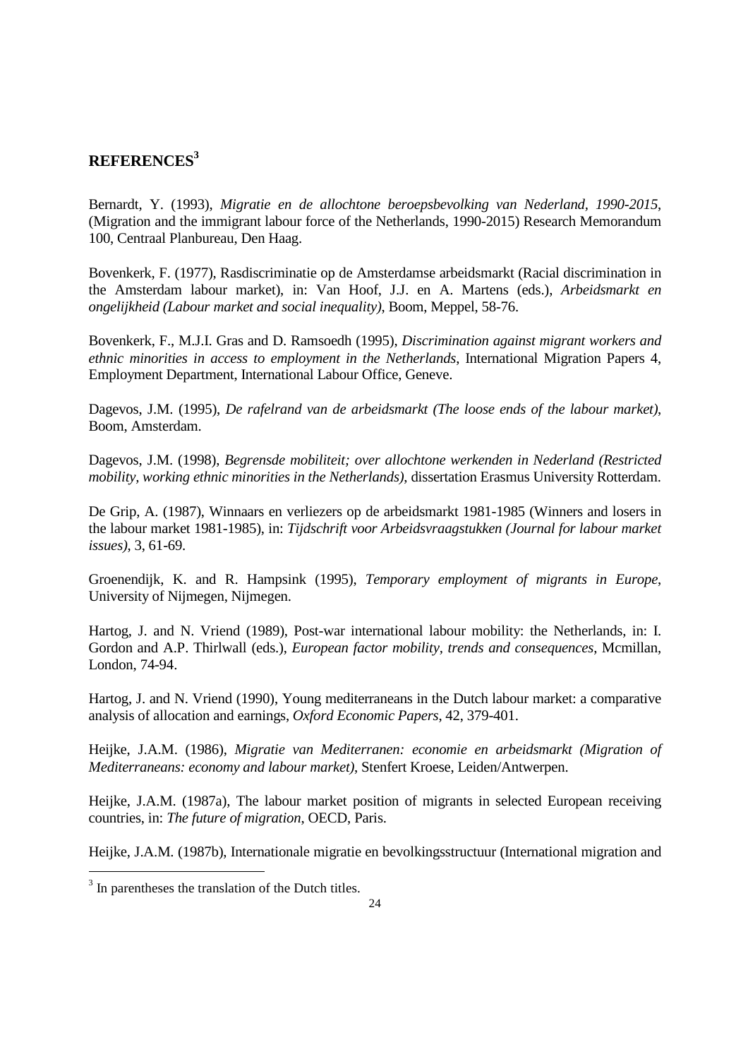## REFERENCES[3]

Bernardt, Y. (1993), *Migratie en de allochtone beroepsbevolking van Nederland, 1990-2015*, (Migration and the immigrant labour force of the Netherlands, 1990-2015) Research Memorandum 100, Centraal Planbureau, Den Haag.

Bovenkerk, F. (1977), Rasdiscriminatie op de Amsterdamse arbeidsmarkt (Racial discrimination in the Amsterdam labour market), in: Van Hoof, J.J. en A. Martens (eds.), *Arbeidsmarkt en ongelijkheid (Labour market and social inequality)*, Boom, Meppel, 58-76.

Bovenkerk, F., M.J.I. Gras and D. Ramsoedh (1995), *Discrimination against migrant workers and ethnic minorities in access to employment in the Netherlands*, International Migration Papers 4, Employment Department, International Labour Office, Geneve.

Dagevos, J.M. (1995), *De rafelrand van de arbeidsmarkt (The loose ends of the labour market)*, Boom, Amsterdam.

Dagevos, J.M. (1998), *Begrensde mobiliteit; over allochtone werkenden in Nederland (Restricted mobility, working ethnic minorities in the Netherlands)*, dissertation Erasmus University Rotterdam.

De Grip, A. (1987), Winnaars en verliezers op de arbeidsmarkt 1981-1985 (Winners and losers in the labour market 1981-1985), in: *Tijdschrift voor Arbeidsvraagstukken (Journal for labour market issues)*, 3, 61-69.

Groenendijk, K. and R. Hampsink (1995), *Temporary employment of migrants in Europe*, University of Nijmegen, Nijmegen.

Hartog, J. and N. Vriend (1989), Post-war international labour mobility: the Netherlands, in: I. Gordon and A.P. Thirlwall (eds.), *European factor mobility, trends and consequences*, Mcmillan, London, 74-94.

Hartog, J. and N. Vriend (1990), Young mediterraneans in the Dutch labour market: a comparative analysis of allocation and earnings, *Oxford Economic Papers*, 42, 379-401.

Heijke, J.A.M. (1986), *Migratie van Mediterranen: economie en arbeidsmarkt (Migration of Mediterraneans: economy and labour market)*, Stenfert Kroese, Leiden/Antwerpen.

Heijke, J.A.M. (1987a), The labour market position of migrants in selected European receiving countries, in: *The future of migration*, OECD, Paris.

Heijke, J.A.M. (1987b), Internationale migratie en bevolkingsstructuur (International migration and

[3] In parentheses the translation of the Dutch titles.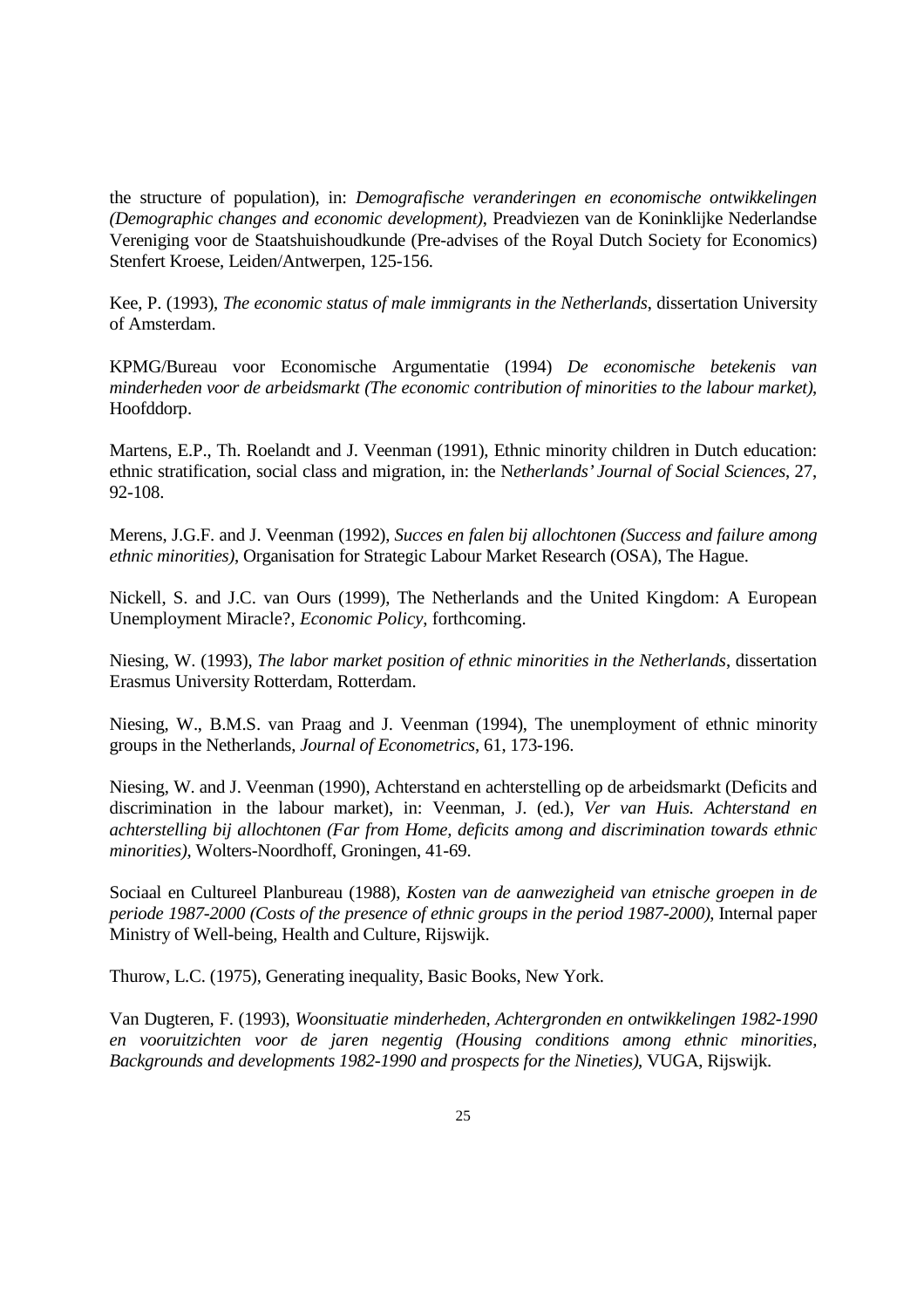the structure of population), in: *Demografische veranderingen en economische ontwikkelingen (Demographic changes and economic development)*, Preadviezen van de Koninklijke Nederlandse Vereniging voor de Staatshuishoudkunde (Pre-advises of the Royal Dutch Society for Economics) Stenfert Kroese, Leiden/Antwerpen, 125-156.

Kee, P. (1993), *The economic status of male immigrants in the Netherlands*, dissertation University of Amsterdam.

KPMG/Bureau voor Economische Argumentatie (1994) *De economische betekenis van minderheden voor de arbeidsmarkt (The economic contribution of minorities to the labour market)*, Hoofddorp.

Martens, E.P., Th. Roelandt and J. Veenman (1991), Ethnic minority children in Dutch education: ethnic stratification, social class and migration, in: the N*etherlands' Journal of Social Sciences*, 27, 92-108.

Merens, J.G.F. and J. Veenman (1992), *Succes en falen bij allochtonen (Success and failure among ethnic minorities)*, Organisation for Strategic Labour Market Research (OSA), The Hague.

Nickell, S. and J.C. van Ours (1999), The Netherlands and the United Kingdom: A European Unemployment Miracle?, *Economic Policy*, forthcoming.

Niesing, W. (1993), *The labor market position of ethnic minorities in the Netherlands*, dissertation Erasmus University Rotterdam, Rotterdam.

Niesing, W., B.M.S. van Praag and J. Veenman (1994), The unemployment of ethnic minority groups in the Netherlands, *Journal of Econometrics*, 61, 173-196.

Niesing, W. and J. Veenman (1990), Achterstand en achterstelling op de arbeidsmarkt (Deficits and discrimination in the labour market), in: Veenman, J. (ed.), *Ver van Huis. Achterstand en achterstelling bij allochtonen (Far from Home, deficits among and discrimination towards ethnic minorities)*, Wolters-Noordhoff, Groningen, 41-69.

Sociaal en Cultureel Planbureau (1988), *Kosten van de aanwezigheid van etnische groepen in de periode 1987-2000 (Costs of the presence of ethnic groups in the period 1987-2000)*, Internal paper Ministry of Well-being, Health and Culture, Rijswijk.

Thurow, L.C. (1975), Generating inequality, Basic Books, New York.

Van Dugteren, F. (1993), *Woonsituatie minderheden, Achtergronden en ontwikkelingen 1982-1990 en vooruitzichten voor de jaren negentig (Housing conditions among ethnic minorities, Backgrounds and developments 1982-1990 and prospects for the Nineties)*, VUGA, Rijswijk.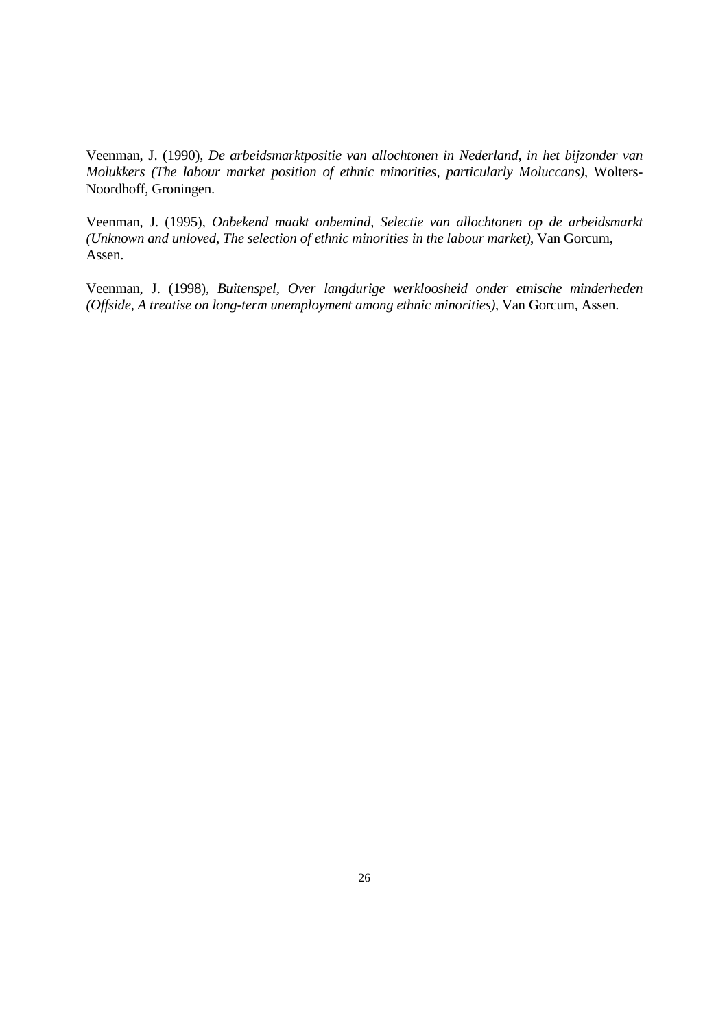Veenman, J. (1990), *De arbeidsmarktpositie van allochtonen in Nederland, in het bijzonder van Molukkers (The labour market position of ethnic minorities, particularly Moluccans)*, Wolters-Noordhoff, Groningen.

Veenman, J. (1995), *Onbekend maakt onbemind, Selectie van allochtonen op de arbeidsmarkt (Unknown and unloved, The selection of ethnic minorities in the labour market)*, Van Gorcum, Assen.

Veenman, J. (1998), *Buitenspel, Over langdurige werkloosheid onder etnische minderheden (Offside, A treatise on long-term unemployment among ethnic minorities)*, Van Gorcum, Assen.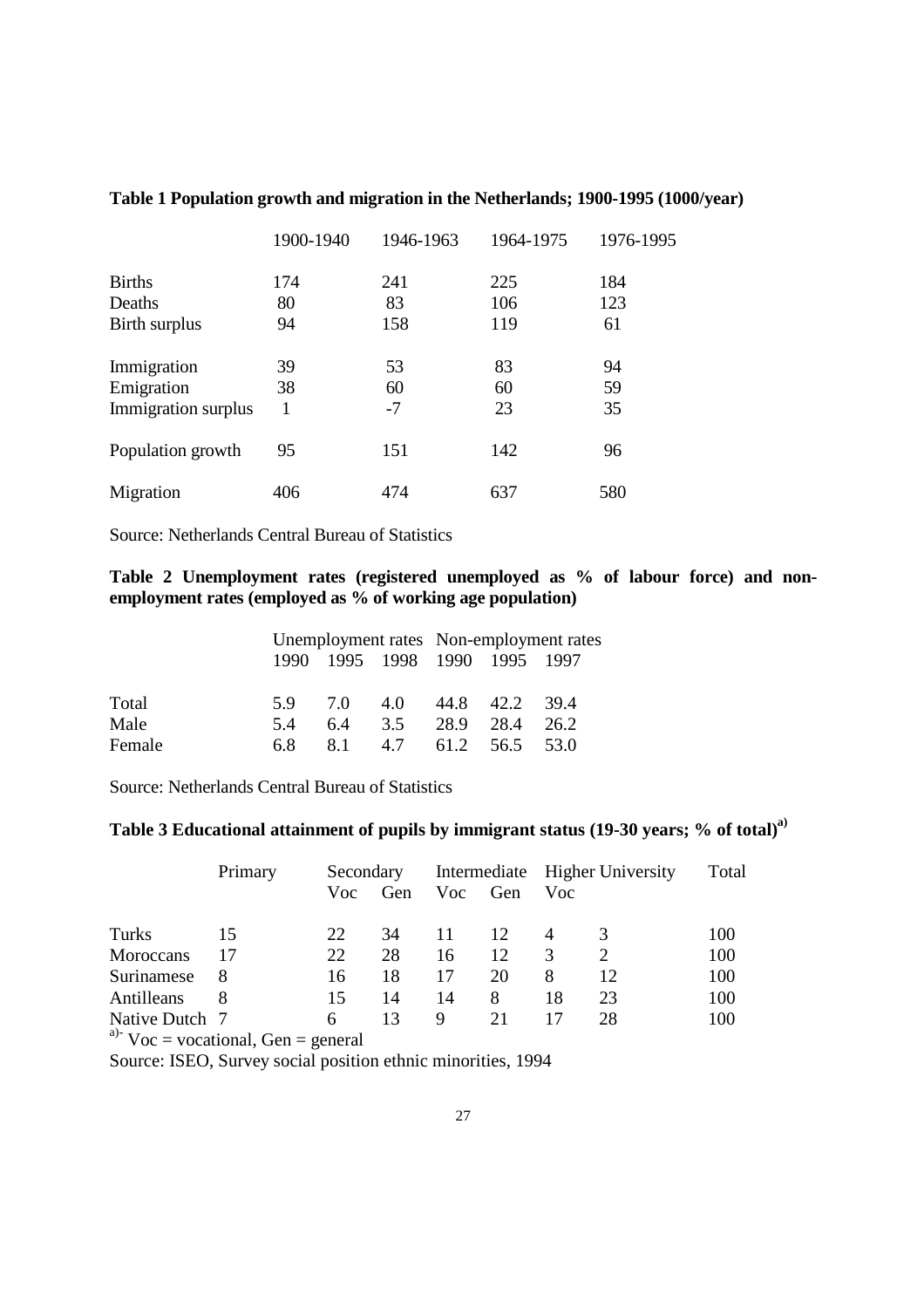**Table 1 Population growth and migration in the Netherlands; 1900-1995 (1000/year)**

| | 1900-1940 | 1946-1963 | 1964-1975 | 1976-1995 |
|---|---|---|---|---|
| Births | 174 | 241 | 225 | 184 |
| Deaths | 80 | 83 | 106 | 123 |
| Birth surplus | 94 | 158 | 119 | 61 |
| Immigration | 39 | 53 | 83 | 94 |
| Emigration | 38 | 60 | 60 | 59 |
| Immigration surplus | 1 | -7 | 23 | 35 |
| Population growth | 95 | 151 | 142 | 96 |
| Migration | 406 | 474 | 637 | 580 |

Source: Netherlands Central Bureau of Statistics

**Table 2 Unemployment rates (registered unemployed as % of labour force) and non-employment rates (employed as % of working age population)**

| | Unemployment rates | | | Non-employment rates | | |
|---|---|---|---|---|---|---|
| | 1990 | 1995 | 1998 | 1990 | 1995 | 1997 |
| Total | 5.9 | 7.0 | 4.0 | 44.8 | 42.2 | 39.4 |
| Male | 5.4 | 6.4 | 3.5 | 28.9 | 28.4 | 26.2 |
| Female | 6.8 | 8.1 | 4.7 | 61.2 | 56.5 | 53.0 |

Source: Netherlands Central Bureau of Statistics

**Table 3 Educational attainment of pupils by immigrant status (19-30 years; % of total)[a)]**

| | Primary | Secondary | | Intermediate | | Higher | University | Total |
|---|---|---|---|---|---|---|---|---|
| | | Voc | Gen | Voc | Gen | Voc | | |
| Turks | 15 | 22 | 34 | 11 | 12 | 4 | 3 | 100 |
| Moroccans | 17 | 22 | 28 | 16 | 12 | 3 | 2 | 100 |
| Surinamese | 8 | 16 | 18 | 17 | 20 | 8 | 12 | 100 |
| Antilleans | 8 | 15 | 14 | 14 | 8 | 18 | 23 | 100 |
| Native Dutch | 7 | 6 | 13 | 9 | 21 | 17 | 28 | 100 |

[a)]- Voc = vocational, Gen = general

Source: ISEO, Survey social position ethnic minorities, 1994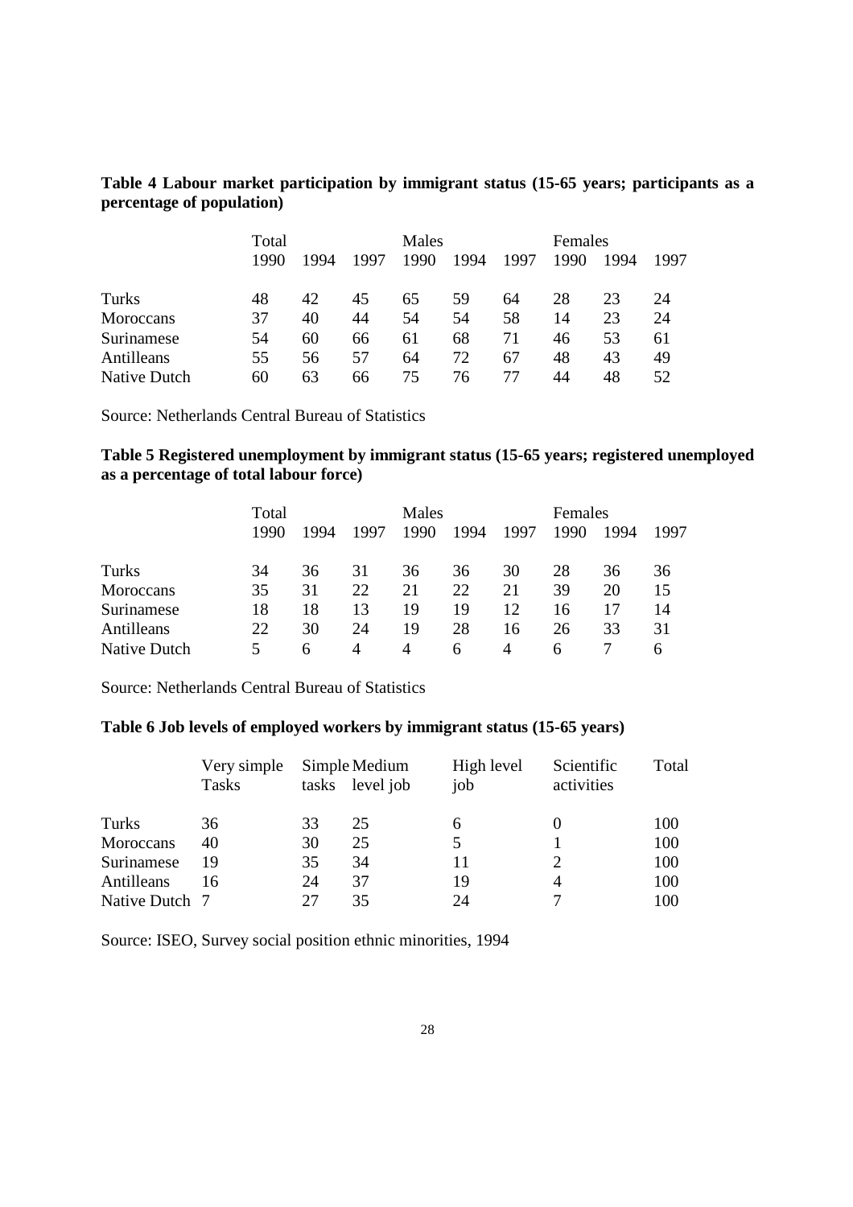**Table 4 Labour market participation by immigrant status (15-65 years; participants as a percentage of population)**

| | Total | | | Males | | | Females | | |
|---|---|---|---|---|---|---|---|---|---|
| | 1990 | 1994 | 1997 | 1990 | 1994 | 1997 | 1990 | 1994 | 1997 |
| Turks | 48 | 42 | 45 | 65 | 59 | 64 | 28 | 23 | 24 |
| Moroccans | 37 | 40 | 44 | 54 | 54 | 58 | 14 | 23 | 24 |
| Surinamese | 54 | 60 | 66 | 61 | 68 | 71 | 46 | 53 | 61 |
| Antilleans | 55 | 56 | 57 | 64 | 72 | 67 | 48 | 43 | 49 |
| Native Dutch | 60 | 63 | 66 | 75 | 76 | 77 | 44 | 48 | 52 |

Source: Netherlands Central Bureau of Statistics

**Table 5 Registered unemployment by immigrant status (15-65 years; registered unemployed as a percentage of total labour force)**

| | Total | | | Males | | | Females | | |
|---|---|---|---|---|---|---|---|---|---|
| | 1990 | 1994 | 1997 | 1990 | 1994 | 1997 | 1990 | 1994 | 1997 |
| Turks | 34 | 36 | 31 | 36 | 36 | 30 | 28 | 36 | 36 |
| Moroccans | 35 | 31 | 22 | 21 | 22 | 21 | 39 | 20 | 15 |
| Surinamese | 18 | 18 | 13 | 19 | 19 | 12 | 16 | 17 | 14 |
| Antilleans | 22 | 30 | 24 | 19 | 28 | 16 | 26 | 33 | 31 |
| Native Dutch | 5 | 6 | 4 | 4 | 6 | 4 | 6 | 7 | 6 |

Source: Netherlands Central Bureau of Statistics

**Table 6 Job levels of employed workers by immigrant status (15-65 years)**

| | Very simple Tasks | Simple tasks | Medium level job | High level job | Scientific activities | Total |
|---|---|---|---|---|---|---|
| Turks | 36 | 33 | 25 | 6 | 0 | 100 |
| Moroccans | 40 | 30 | 25 | 5 | 1 | 100 |
| Surinamese | 19 | 35 | 34 | 11 | 2 | 100 |
| Antilleans | 16 | 24 | 37 | 19 | 4 | 100 |
| Native Dutch | 7 | 27 | 35 | 24 | 7 | 100 |

Source: ISEO, Survey social position ethnic minorities, 1994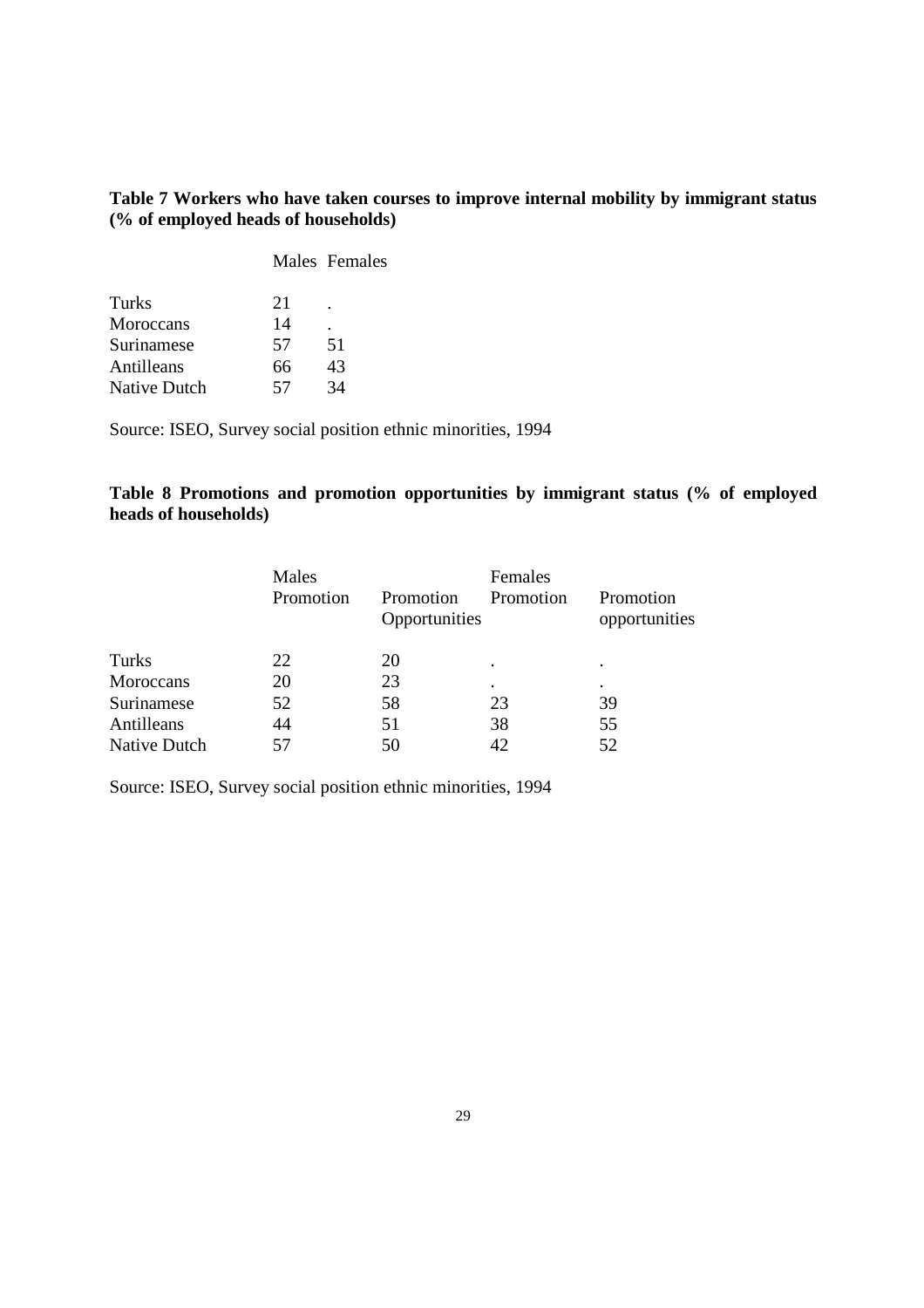**Table 7 Workers who have taken courses to improve internal mobility by immigrant status (% of employed heads of households)**

| | Males | Females |
|---|---|---|
| Turks | 21 | . |
| Moroccans | 14 | . |
| Surinamese | 57 | 51 |
| Antilleans | 66 | 43 |
| Native Dutch | 57 | 34 |

Source: ISEO, Survey social position ethnic minorities, 1994

**Table 8 Promotions and promotion opportunities by immigrant status (% of employed heads of households)**

| | Males | | Females | |
|---|---|---|---|---|
| | Promotion | Promotion Opportunities | Promotion | Promotion opportunities |
| Turks | 22 | 20 | . | . |
| Moroccans | 20 | 23 | . | . |
| Surinamese | 52 | 58 | 23 | 39 |
| Antilleans | 44 | 51 | 38 | 55 |
| Native Dutch | 57 | 50 | 42 | 52 |

Source: ISEO, Survey social position ethnic minorities, 1994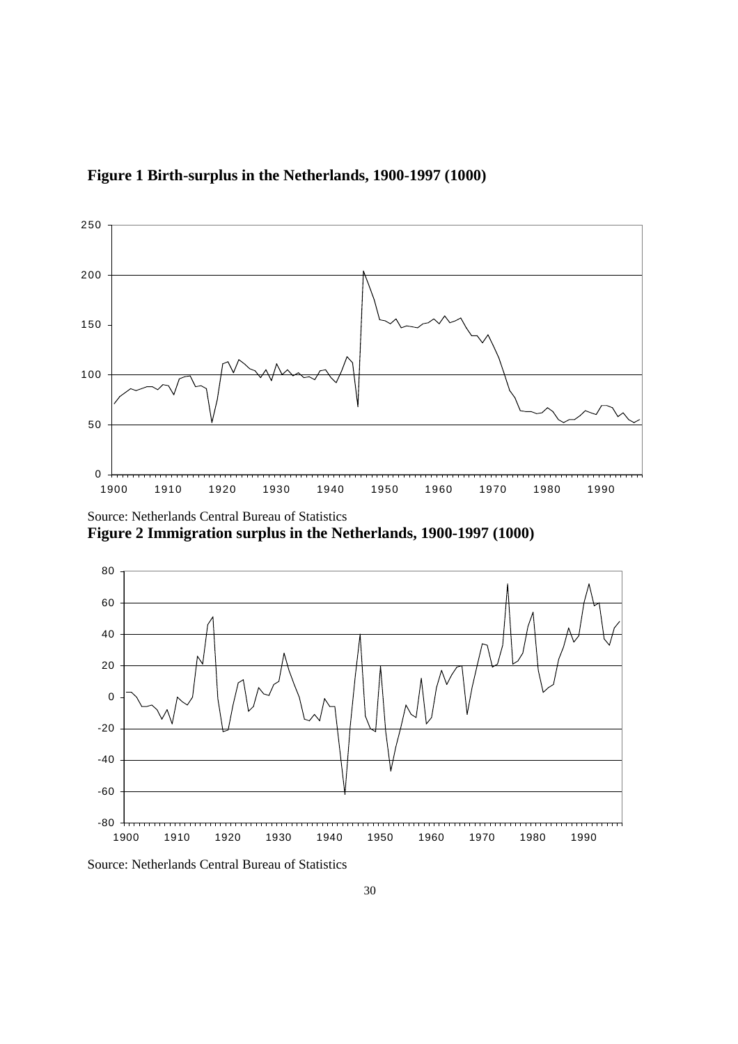**Figure 1 Birth-surplus in the Netherlands, 1900-1997 (1000)**

Source: Netherlands Central Bureau of Statistics

**Figure 2 Immigration surplus in the Netherlands, 1900-1997 (1000)**

Source: Netherlands Central Bureau of Statistics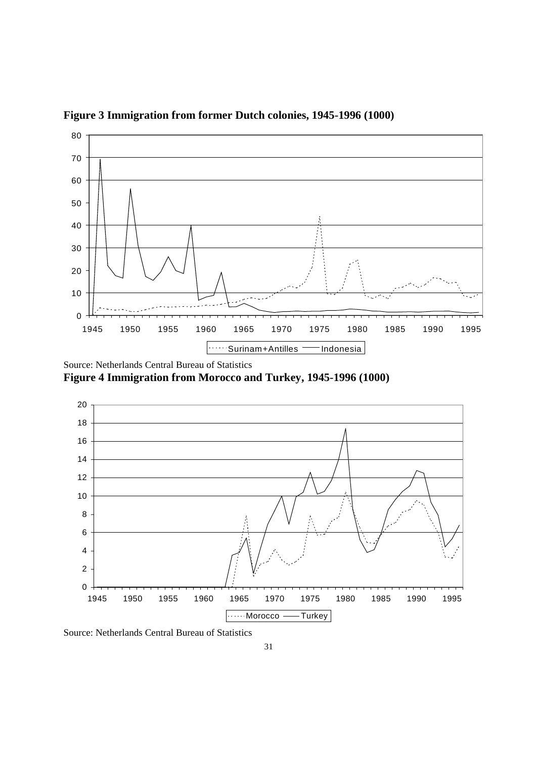**Figure 3 Immigration from former Dutch colonies, 1945-1996 (1000)**

80
70
60
50
40
30
20
10
0

1945 1950 1955 1960 1965 1970 1975 1980 1985 1990 1995

Surinam+Antilles Indonesia

Source: Netherlands Central Bureau of Statistics

**Figure 4 Immigration from Morocco and Turkey, 1945-1996 (1000)**

20
18
16
14
12
10
8
6
4
2
0

1945 1950 1955 1960 1965 1970 1975 1980 1985 1990 1995

Morocco Turkey

Source: Netherlands Central Bureau of Statistics